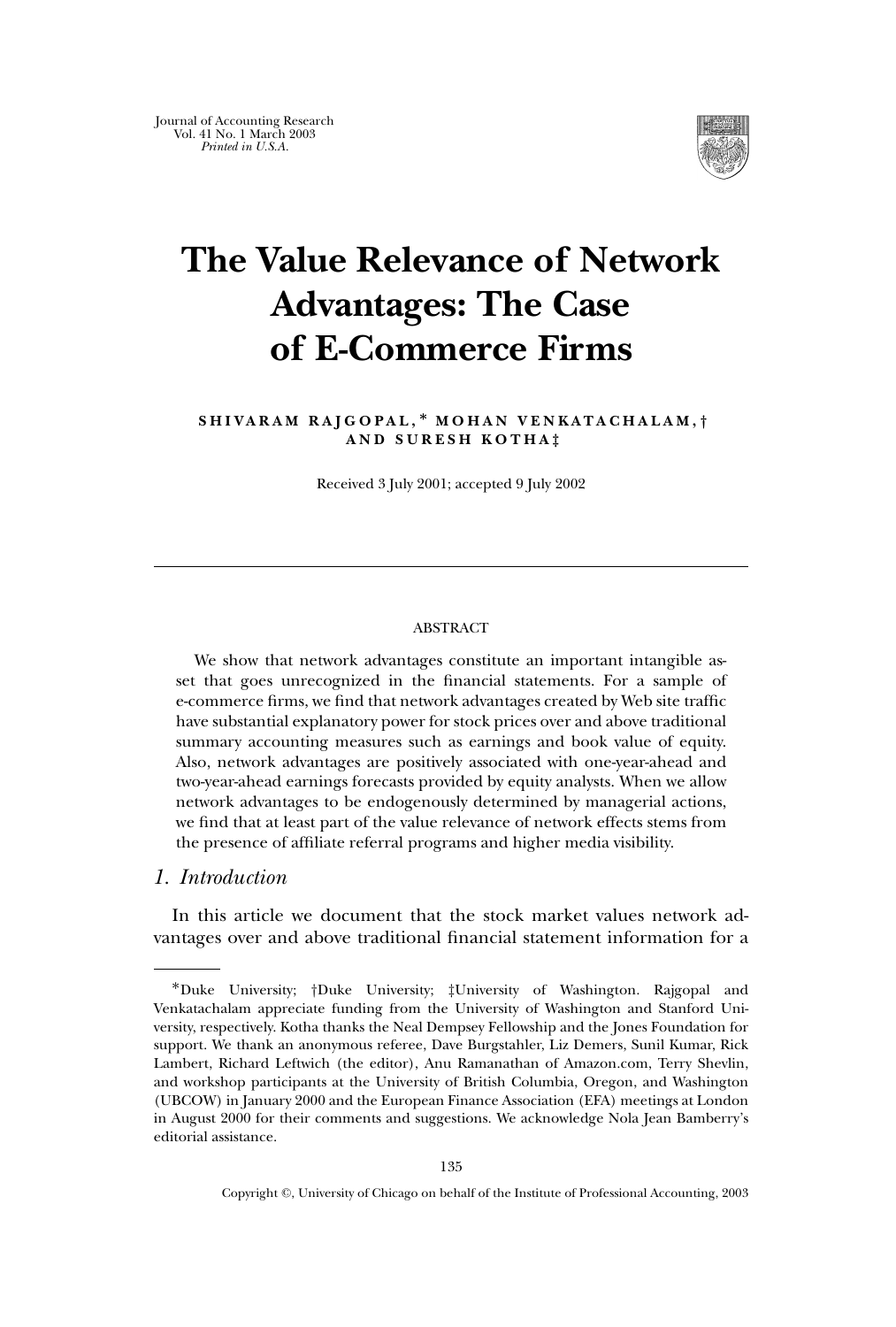Journal of Accounting Research
Vol. 41 No. 1 March 2003
*Printed in U.S.A.*

# The Value Relevance of Network Advantages: The Case of E-Commerce Firms

**SHIVARAM RAJGOPAL,\* MOHAN VENKATACHALAM,† AND SURESH KOTHA‡**

Received 3 July 2001; accepted 9 July 2002

---

ABSTRACT

We show that network advantages constitute an important intangible asset that goes unrecognized in the financial statements. For a sample of e-commerce firms, we find that network advantages created by Web site traffic have substantial explanatory power for stock prices over and above traditional summary accounting measures such as earnings and book value of equity. Also, network advantages are positively associated with one-year-ahead and two-year-ahead earnings forecasts provided by equity analysts. When we allow network advantages to be endogenously determined by managerial actions, we find that at least part of the value relevance of network effects stems from the presence of affiliate referral programs and higher media visibility.

## *1. Introduction*

In this article we document that the stock market values network advantages over and above traditional financial statement information for a

---

\*Duke University; †Duke University; ‡University of Washington. Rajgopal and Venkatachalam appreciate funding from the University of Washington and Stanford University, respectively. Kotha thanks the Neal Dempsey Fellowship and the Jones Foundation for support. We thank an anonymous referee, Dave Burgstahler, Liz Demers, Sunil Kumar, Rick Lambert, Richard Leftwich (the editor), Anu Ramanathan of Amazon.com, Terry Shevlin, and workshop participants at the University of British Columbia, Oregon, and Washington (UBCOW) in January 2000 and the European Finance Association (EFA) meetings at London in August 2000 for their comments and suggestions. We acknowledge Nola Jean Bamberry's editorial assistance.

Copyright ©, University of Chicago on behalf of the Institute of Professional Accounting, 2003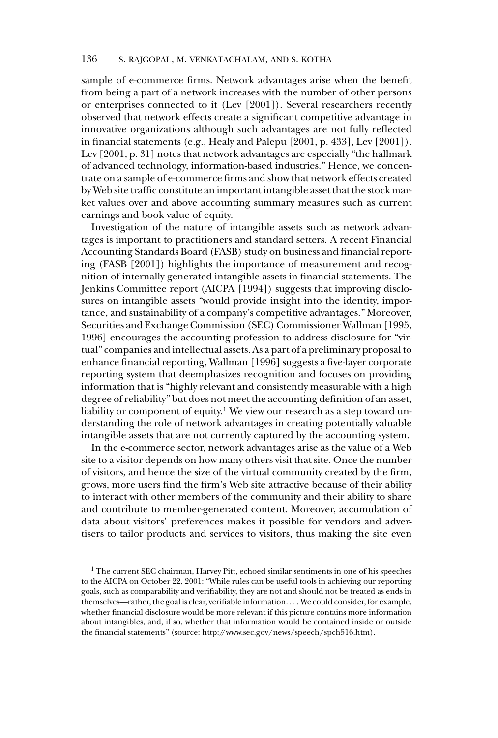sample of e-commerce firms. Network advantages arise when the benefit from being a part of a network increases with the number of other persons or enterprises connected to it (Lev [2001]). Several researchers recently observed that network effects create a significant competitive advantage in innovative organizations although such advantages are not fully reflected in financial statements (e.g., Healy and Palepu [2001, p. 433], Lev [2001]). Lev [2001, p. 31] notes that network advantages are especially "the hallmark of advanced technology, information-based industries." Hence, we concentrate on a sample of e-commerce firms and show that network effects created by Web site traffic constitute an important intangible asset that the stock market values over and above accounting summary measures such as current earnings and book value of equity.

Investigation of the nature of intangible assets such as network advantages is important to practitioners and standard setters. A recent Financial Accounting Standards Board (FASB) study on business and financial reporting (FASB [2001]) highlights the importance of measurement and recognition of internally generated intangible assets in financial statements. The Jenkins Committee report (AICPA [1994]) suggests that improving disclosures on intangible assets "would provide insight into the identity, importance, and sustainability of a company's competitive advantages." Moreover, Securities and Exchange Commission (SEC) Commissioner Wallman [1995, 1996] encourages the accounting profession to address disclosure for "virtual" companies and intellectual assets. As a part of a preliminary proposal to enhance financial reporting, Wallman [1996] suggests a five-layer corporate reporting system that deemphasizes recognition and focuses on providing information that is "highly relevant and consistently measurable with a high degree of reliability" but does not meet the accounting definition of an asset, liability or component of equity.[1] We view our research as a step toward understanding the role of network advantages in creating potentially valuable intangible assets that are not currently captured by the accounting system.

In the e-commerce sector, network advantages arise as the value of a Web site to a visitor depends on how many others visit that site. Once the number of visitors, and hence the size of the virtual community created by the firm, grows, more users find the firm's Web site attractive because of their ability to interact with other members of the community and their ability to share and contribute to member-generated content. Moreover, accumulation of data about visitors' preferences makes it possible for vendors and advertisers to tailor products and services to visitors, thus making the site even

[1] The current SEC chairman, Harvey Pitt, echoed similar sentiments in one of his speeches to the AICPA on October 22, 2001: "While rules can be useful tools in achieving our reporting goals, such as comparability and verifiability, they are not and should not be treated as ends in themselves—rather, the goal is clear, verifiable information. . . . We could consider, for example, whether financial disclosure would be more relevant if this picture contains more information about intangibles, and, if so, whether that information would be contained inside or outside the financial statements" (source: http://www.sec.gov/news/speech/spch516.htm).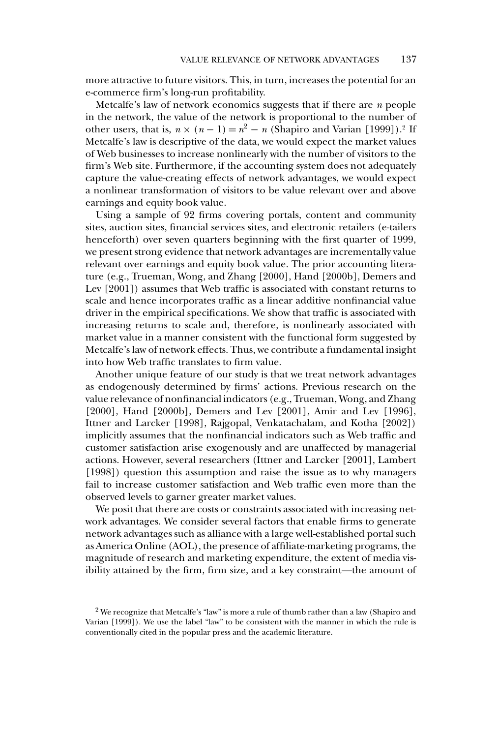more attractive to future visitors. This, in turn, increases the potential for an e-commerce firm's long-run profitability.

Metcalfe's law of network economics suggests that if there are $n$ people in the network, the value of the network is proportional to the number of other users, that is, $n \times (n - 1) = n^2 - n$ (Shapiro and Varian [1999]).[2] If Metcalfe's law is descriptive of the data, we would expect the market values of Web businesses to increase nonlinearly with the number of visitors to the firm's Web site. Furthermore, if the accounting system does not adequately capture the value-creating effects of network advantages, we would expect a nonlinear transformation of visitors to be value relevant over and above earnings and equity book value.

Using a sample of 92 firms covering portals, content and community sites, auction sites, financial services sites, and electronic retailers (e-tailers henceforth) over seven quarters beginning with the first quarter of 1999, we present strong evidence that network advantages are incrementally value relevant over earnings and equity book value. The prior accounting literature (e.g., Trueman, Wong, and Zhang [2000], Hand [2000b], Demers and Lev [2001]) assumes that Web traffic is associated with constant returns to scale and hence incorporates traffic as a linear additive nonfinancial value driver in the empirical specifications. We show that traffic is associated with increasing returns to scale and, therefore, is nonlinearly associated with market value in a manner consistent with the functional form suggested by Metcalfe's law of network effects. Thus, we contribute a fundamental insight into how Web traffic translates to firm value.

Another unique feature of our study is that we treat network advantages as endogenously determined by firms' actions. Previous research on the value relevance of nonfinancial indicators (e.g., Trueman, Wong, and Zhang [2000], Hand [2000b], Demers and Lev [2001], Amir and Lev [1996], Ittner and Larcker [1998], Rajgopal, Venkatachalam, and Kotha [2002]) implicitly assumes that the nonfinancial indicators such as Web traffic and customer satisfaction arise exogenously and are unaffected by managerial actions. However, several researchers (Ittner and Larcker [2001], Lambert [1998]) question this assumption and raise the issue as to why managers fail to increase customer satisfaction and Web traffic even more than the observed levels to garner greater market values.

We posit that there are costs or constraints associated with increasing network advantages. We consider several factors that enable firms to generate network advantages such as alliance with a large well-established portal such as America Online (AOL), the presence of affiliate-marketing programs, the magnitude of research and marketing expenditure, the extent of media visibility attained by the firm, firm size, and a key constraint—the amount of

---

[2] We recognize that Metcalfe's "law" is more a rule of thumb rather than a law (Shapiro and Varian [1999]). We use the label "law" to be consistent with the manner in which the rule is conventionally cited in the popular press and the academic literature.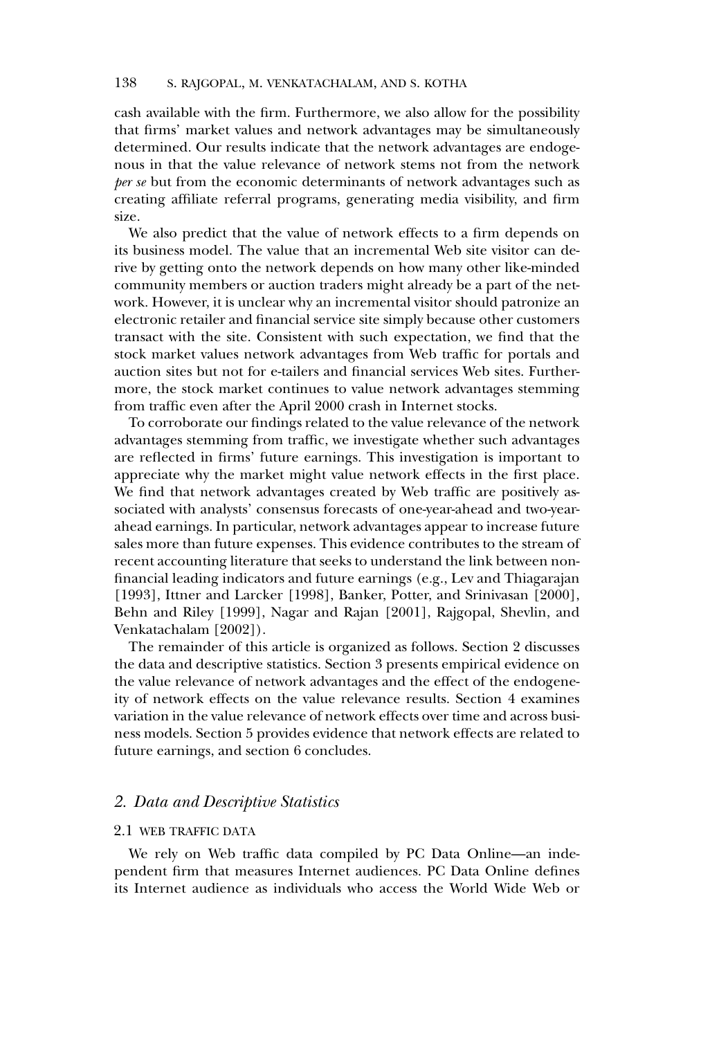cash available with the firm. Furthermore, we also allow for the possibility that firms' market values and network advantages may be simultaneously determined. Our results indicate that the network advantages are endogenous in that the value relevance of network stems not from the network *per se* but from the economic determinants of network advantages such as creating affiliate referral programs, generating media visibility, and firm size.

We also predict that the value of network effects to a firm depends on its business model. The value that an incremental Web site visitor can derive by getting onto the network depends on how many other like-minded community members or auction traders might already be a part of the network. However, it is unclear why an incremental visitor should patronize an electronic retailer and financial service site simply because other customers transact with the site. Consistent with such expectation, we find that the stock market values network advantages from Web traffic for portals and auction sites but not for e-tailers and financial services Web sites. Furthermore, the stock market continues to value network advantages stemming from traffic even after the April 2000 crash in Internet stocks.

To corroborate our findings related to the value relevance of the network advantages stemming from traffic, we investigate whether such advantages are reflected in firms' future earnings. This investigation is important to appreciate why the market might value network effects in the first place. We find that network advantages created by Web traffic are positively associated with analysts' consensus forecasts of one-year-ahead and two-year-ahead earnings. In particular, network advantages appear to increase future sales more than future expenses. This evidence contributes to the stream of recent accounting literature that seeks to understand the link between nonfinancial leading indicators and future earnings (e.g., Lev and Thiagarajan [1993], Ittner and Larcker [1998], Banker, Potter, and Srinivasan [2000], Behn and Riley [1999], Nagar and Rajan [2001], Rajgopal, Shevlin, and Venkatachalam [2002]).

The remainder of this article is organized as follows. Section 2 discusses the data and descriptive statistics. Section 3 presents empirical evidence on the value relevance of network advantages and the effect of the endogeneity of network effects on the value relevance results. Section 4 examines variation in the value relevance of network effects over time and across business models. Section 5 provides evidence that network effects are related to future earnings, and section 6 concludes.

## *2. Data and Descriptive Statistics*

### 2.1 WEB TRAFFIC DATA

We rely on Web traffic data compiled by PC Data Online—an independent firm that measures Internet audiences. PC Data Online defines its Internet audience as individuals who access the World Wide Web or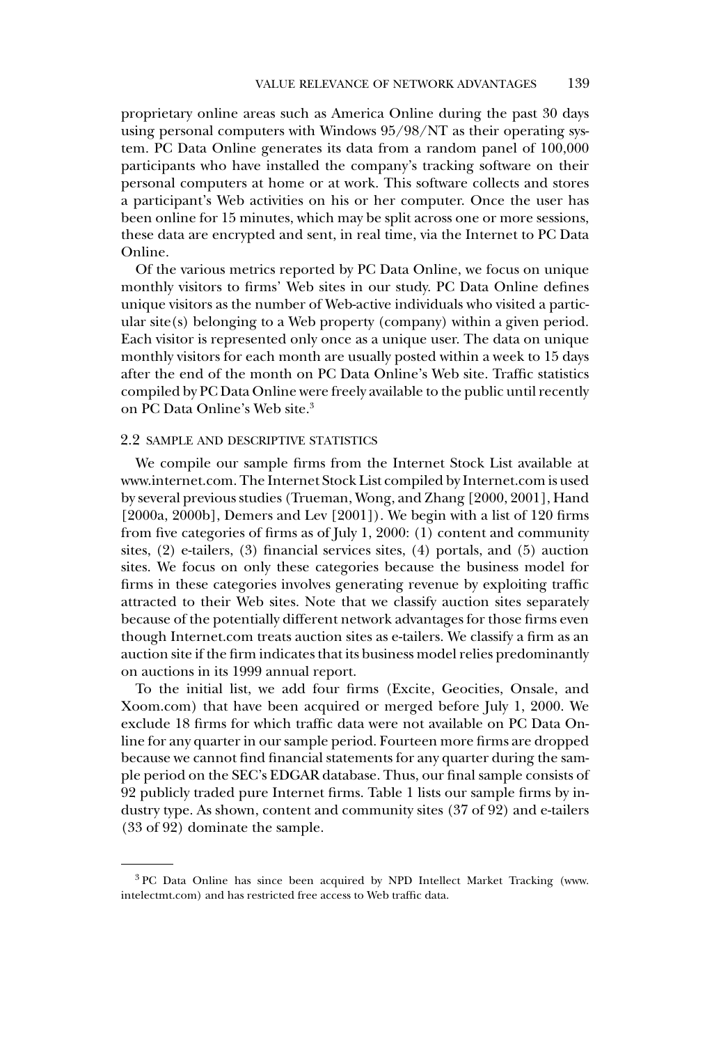proprietary online areas such as America Online during the past 30 days using personal computers with Windows 95/98/NT as their operating system. PC Data Online generates its data from a random panel of 100,000 participants who have installed the company's tracking software on their personal computers at home or at work. This software collects and stores a participant's Web activities on his or her computer. Once the user has been online for 15 minutes, which may be split across one or more sessions, these data are encrypted and sent, in real time, via the Internet to PC Data Online.

Of the various metrics reported by PC Data Online, we focus on unique monthly visitors to firms' Web sites in our study. PC Data Online defines unique visitors as the number of Web-active individuals who visited a particular site(s) belonging to a Web property (company) within a given period. Each visitor is represented only once as a unique user. The data on unique monthly visitors for each month are usually posted within a week to 15 days after the end of the month on PC Data Online's Web site. Traffic statistics compiled by PC Data Online were freely available to the public until recently on PC Data Online's Web site.[3]

### 2.2 SAMPLE AND DESCRIPTIVE STATISTICS

We compile our sample firms from the Internet Stock List available at www.internet.com. The Internet Stock List compiled by Internet.com is used by several previous studies (Trueman, Wong, and Zhang [2000, 2001], Hand [2000a, 2000b], Demers and Lev [2001]). We begin with a list of 120 firms from five categories of firms as of July 1, 2000: (1) content and community sites, (2) e-tailers, (3) financial services sites, (4) portals, and (5) auction sites. We focus on only these categories because the business model for firms in these categories involves generating revenue by exploiting traffic attracted to their Web sites. Note that we classify auction sites separately because of the potentially different network advantages for those firms even though Internet.com treats auction sites as e-tailers. We classify a firm as an auction site if the firm indicates that its business model relies predominantly on auctions in its 1999 annual report.

To the initial list, we add four firms (Excite, Geocities, Onsale, and Xoom.com) that have been acquired or merged before July 1, 2000. We exclude 18 firms for which traffic data were not available on PC Data Online for any quarter in our sample period. Fourteen more firms are dropped because we cannot find financial statements for any quarter during the sample period on the SEC's EDGAR database. Thus, our final sample consists of 92 publicly traded pure Internet firms. Table 1 lists our sample firms by industry type. As shown, content and community sites (37 of 92) and e-tailers (33 of 92) dominate the sample.

---

[3] PC Data Online has since been acquired by NPD Intellect Market Tracking (www.intelectmt.com) and has restricted free access to Web traffic data.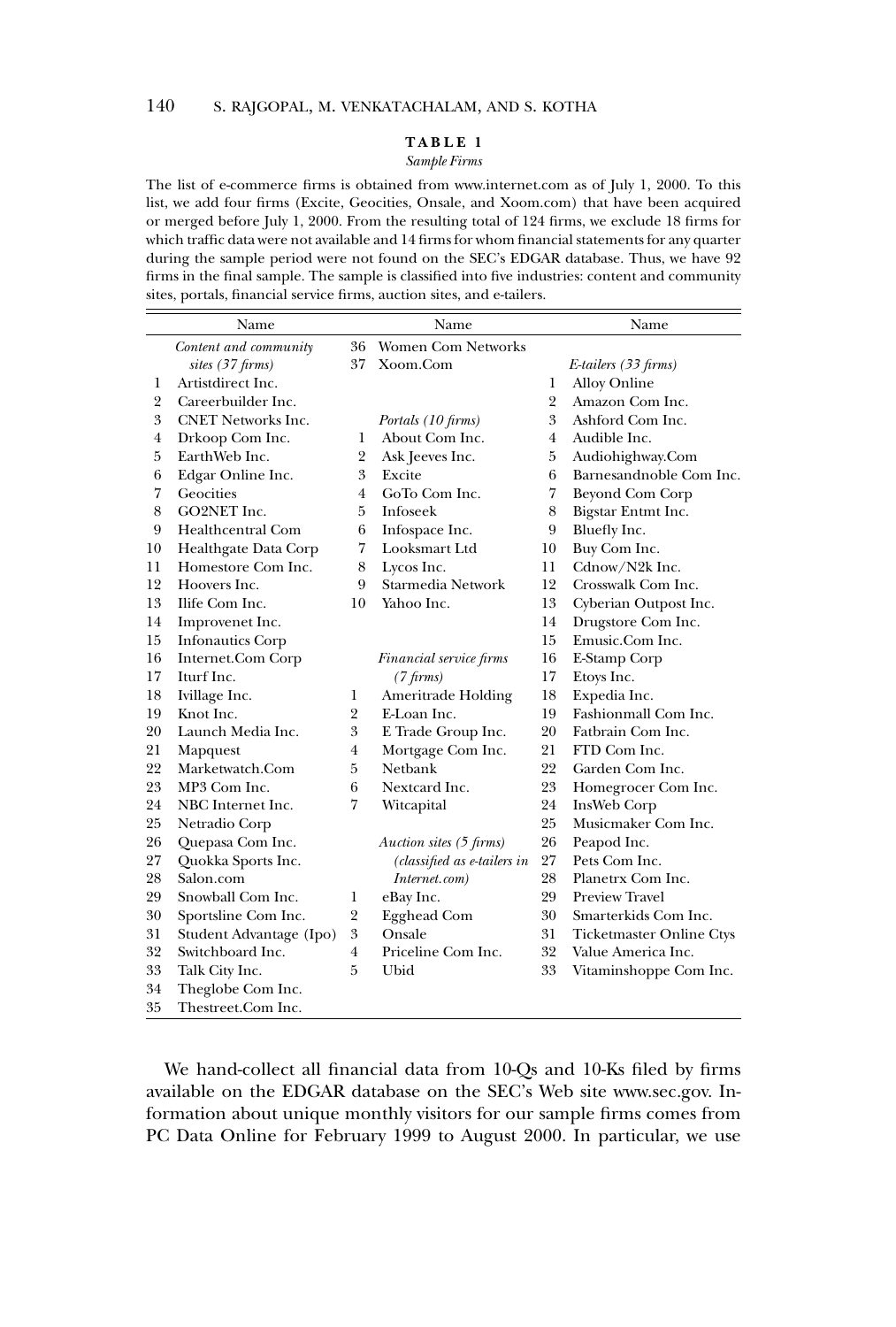**TABLE 1**

*Sample Firms*

The list of e-commerce firms is obtained from www.internet.com as of July 1, 2000. To this list, we add four firms (Excite, Geocities, Onsale, and Xoom.com) that have been acquired or merged before July 1, 2000. From the resulting total of 124 firms, we exclude 18 firms for which traffic data were not available and 14 firms for whom financial statements for any quarter during the sample period were not found on the SEC's EDGAR database. Thus, we have 92 firms in the final sample. The sample is classified into five industries: content and community sites, portals, financial service firms, auction sites, and e-tailers.

| | Name | | Name | | Name |
|---|---|---|---|---|---|
| | *Content and community sites (37 firms)* | 36 | Women Com Networks | | |
| | | 37 | Xoom.Com | | *E-tailers (33 firms)* |
| 1 | Artistdirect Inc. | | | 1 | Alloy Online |
| 2 | Careerbuilder Inc. | | | 2 | Amazon Com Inc. |
| 3 | CNET Networks Inc. | | *Portals (10 firms)* | 3 | Ashford Com Inc. |
| 4 | Drkoop Com Inc. | 1 | About Com Inc. | 4 | Audible Inc. |
| 5 | EarthWeb Inc. | 2 | Ask Jeeves Inc. | 5 | Audiohighway.Com |
| 6 | Edgar Online Inc. | 3 | Excite | 6 | Barnesandnoble Com Inc. |
| 7 | Geocities | 4 | GoTo Com Inc. | 7 | Beyond Com Corp |
| 8 | GO2NET Inc. | 5 | Infoseek | 8 | Bigstar Entmt Inc. |
| 9 | Healthcentral Com | 6 | Infospace Inc. | 9 | Bluefly Inc. |
| 10 | Healthgate Data Corp | 7 | Looksmart Ltd | 10 | Buy Com Inc. |
| 11 | Homestore Com Inc. | 8 | Lycos Inc. | 11 | Cdnow/N2k Inc. |
| 12 | Hoovers Inc. | 9 | Starmedia Network | 12 | Crosswalk Com Inc. |
| 13 | Ilife Com Inc. | 10 | Yahoo Inc. | 13 | Cyberian Outpost Inc. |
| 14 | Improvenet Inc. | | | 14 | Drugstore Com Inc. |
| 15 | Infonautics Corp | | | 15 | Emusic.Com Inc. |
| 16 | Internet.Com Corp | | *Financial service firms (7 firms)* | 16 | E-Stamp Corp |
| 17 | Iturf Inc. | | | 17 | Etoys Inc. |
| 18 | Ivillage Inc. | 1 | Ameritrade Holding | 18 | Expedia Inc. |
| 19 | Knot Inc. | 2 | E-Loan Inc. | 19 | Fashionmall Com Inc. |
| 20 | Launch Media Inc. | 3 | E Trade Group Inc. | 20 | Fatbrain Com Inc. |
| 21 | Mapquest | 4 | Mortgage Com Inc. | 21 | FTD Com Inc. |
| 22 | Marketwatch.Com | 5 | Netbank | 22 | Garden Com Inc. |
| 23 | MP3 Com Inc. | 6 | Nextcard Inc. | 23 | Homegrocer Com Inc. |
| 24 | NBC Internet Inc. | 7 | Witcapital | 24 | InsWeb Corp |
| 25 | Netradio Corp | | | 25 | Musicmaker Com Inc. |
| 26 | Quepasa Com Inc. | | *Auction sites (5 firms) (classified as e-tailers in Internet.com)* | 26 | Peapod Inc. |
| 27 | Quokka Sports Inc. | | | 27 | Pets Com Inc. |
| 28 | Salon.com | | | 28 | Planetrx Com Inc. |
| 29 | Snowball Com Inc. | 1 | eBay Inc. | 29 | Preview Travel |
| 30 | Sportsline Com Inc. | 2 | Egghead Com | 30 | Smarterkids Com Inc. |
| 31 | Student Advantage (Ipo) | 3 | Onsale | 31 | Ticketmaster Online Ctys |
| 32 | Switchboard Inc. | 4 | Priceline Com Inc. | 32 | Value America Inc. |
| 33 | Talk City Inc. | 5 | Ubid | 33 | Vitaminshoppe Com Inc. |
| 34 | Theglobe Com Inc. | | | | |
| 35 | Thestreet.Com Inc. | | | | |

We hand-collect all financial data from 10-Qs and 10-Ks filed by firms available on the EDGAR database on the SEC's Web site www.sec.gov. Information about unique monthly visitors for our sample firms comes from PC Data Online for February 1999 to August 2000. In particular, we use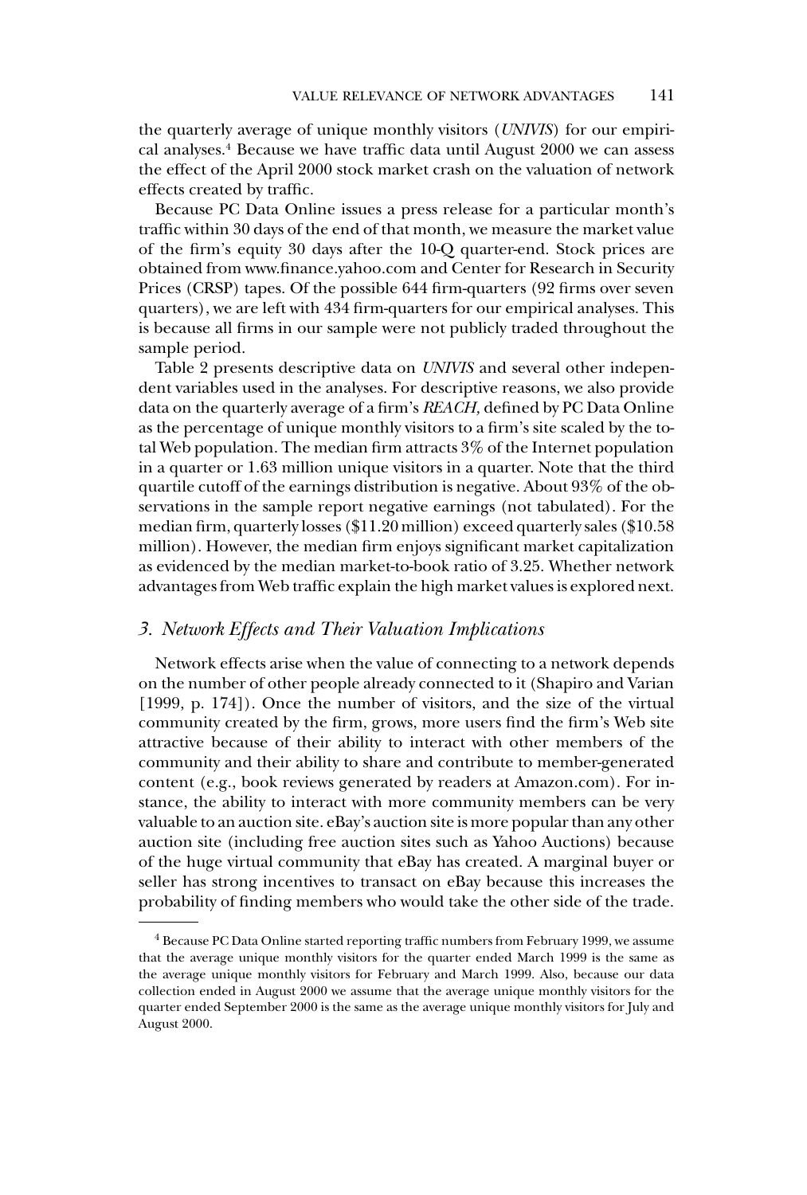the quarterly average of unique monthly visitors (*UNIVIS*) for our empirical analyses.[4] Because we have traffic data until August 2000 we can assess the effect of the April 2000 stock market crash on the valuation of network effects created by traffic.

Because PC Data Online issues a press release for a particular month's traffic within 30 days of the end of that month, we measure the market value of the firm's equity 30 days after the 10-Q quarter-end. Stock prices are obtained from www.finance.yahoo.com and Center for Research in Security Prices (CRSP) tapes. Of the possible 644 firm-quarters (92 firms over seven quarters), we are left with 434 firm-quarters for our empirical analyses. This is because all firms in our sample were not publicly traded throughout the sample period.

Table 2 presents descriptive data on *UNIVIS* and several other independent variables used in the analyses. For descriptive reasons, we also provide data on the quarterly average of a firm's *REACH,* defined by PC Data Online as the percentage of unique monthly visitors to a firm's site scaled by the total Web population. The median firm attracts 3% of the Internet population in a quarter or 1.63 million unique visitors in a quarter. Note that the third quartile cutoff of the earnings distribution is negative. About 93% of the observations in the sample report negative earnings (not tabulated). For the median firm, quarterly losses ($11.20 million) exceed quarterly sales ($10.58 million). However, the median firm enjoys significant market capitalization as evidenced by the median market-to-book ratio of 3.25. Whether network advantages from Web traffic explain the high market values is explored next.

## *3. Network Effects and Their Valuation Implications*

Network effects arise when the value of connecting to a network depends on the number of other people already connected to it (Shapiro and Varian [1999, p. 174]). Once the number of visitors, and the size of the virtual community created by the firm, grows, more users find the firm's Web site attractive because of their ability to interact with other members of the community and their ability to share and contribute to member-generated content (e.g., book reviews generated by readers at Amazon.com). For instance, the ability to interact with more community members can be very valuable to an auction site. eBay's auction site is more popular than any other auction site (including free auction sites such as Yahoo Auctions) because of the huge virtual community that eBay has created. A marginal buyer or seller has strong incentives to transact on eBay because this increases the probability of finding members who would take the other side of the trade.

[4] Because PC Data Online started reporting traffic numbers from February 1999, we assume that the average unique monthly visitors for the quarter ended March 1999 is the same as the average unique monthly visitors for February and March 1999. Also, because our data collection ended in August 2000 we assume that the average unique monthly visitors for the quarter ended September 2000 is the same as the average unique monthly visitors for July and August 2000.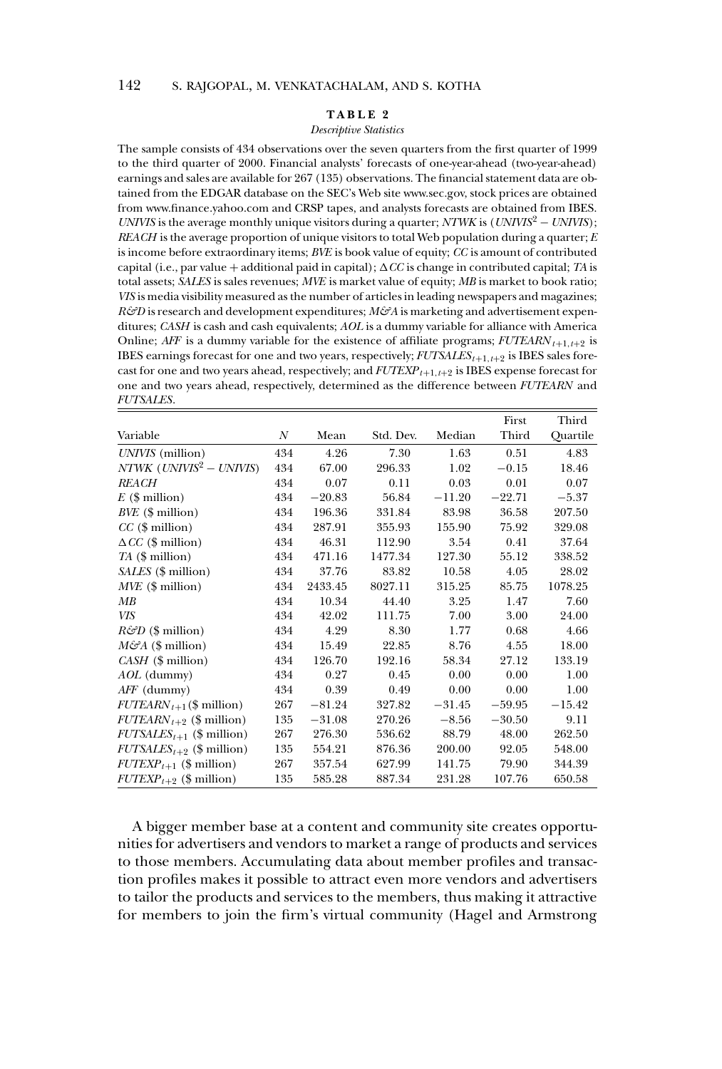**TABLE 2**

*Descriptive Statistics*

The sample consists of 434 observations over the seven quarters from the first quarter of 1999 to the third quarter of 2000. Financial analysts' forecasts of one-year-ahead (two-year-ahead) earnings and sales are available for 267 (135) observations. The financial statement data are obtained from the EDGAR database on the SEC's Web site www.sec.gov, stock prices are obtained from www.finance.yahoo.com and CRSP tapes, and analysts forecasts are obtained from IBES. *UNIVIS* is the average monthly unique visitors during a quarter; *NTWK* is ($UNIVIS^2 - UNIVIS$); *REACH* is the average proportion of unique visitors to total Web population during a quarter; *E* is income before extraordinary items; *BVE* is book value of equity; *CC* is amount of contributed capital (i.e., par value + additional paid in capital); $\Delta CC$ is change in contributed capital; *TA* is total assets; *SALES* is sales revenues; *MVE* is market value of equity; *MB* is market to book ratio; *VIS* is media visibility measured as the number of articles in leading newspapers and magazines; *R&D* is research and development expenditures; *M&A* is marketing and advertisement expenditures; *CASH* is cash and cash equivalents; *AOL* is a dummy variable for alliance with America Online; *AFF* is a dummy variable for the existence of affiliate programs; $FUTEARN_{t+1,t+2}$ is IBES earnings forecast for one and two years, respectively; $FUTSALES_{t+1,t+2}$ is IBES sales forecast for one and two years ahead, respectively; and $FUTEXP_{t+1,t+2}$ is IBES expense forecast for one and two years ahead, respectively, determined as the difference between *FUTEARN* and *FUTSALES*.

| Variable | *N* | Mean | Std. Dev. | Median | First Third | Third Quartile |
|---|---|---|---|---|---|---|
| *UNIVIS* (million) | 434 | 4.26 | 7.30 | 1.63 | 0.51 | 4.83 |
| *NTWK* ($UNIVIS^2 - UNIVIS$) | 434 | 67.00 | 296.33 | 1.02 | −0.15 | 18.46 |
| *REACH* | 434 | 0.07 | 0.11 | 0.03 | 0.01 | 0.07 |
| *E* ($ million) | 434 | −20.83 | 56.84 | −11.20 | −22.71 | −5.37 |
| *BVE* ($ million) | 434 | 196.36 | 331.84 | 83.98 | 36.58 | 207.50 |
| *CC* ($ million) | 434 | 287.91 | 355.93 | 155.90 | 75.92 | 329.08 |
| $\Delta CC$ ($ million) | 434 | 46.31 | 112.90 | 3.54 | 0.41 | 37.64 |
| *TA* ($ million) | 434 | 471.16 | 1477.34 | 127.30 | 55.12 | 338.52 |
| *SALES* ($ million) | 434 | 37.76 | 83.82 | 10.58 | 4.05 | 28.02 |
| *MVE* ($ million) | 434 | 2433.45 | 8027.11 | 315.25 | 85.75 | 1078.25 |
| *MB* | 434 | 10.34 | 44.40 | 3.25 | 1.47 | 7.60 |
| *VIS* | 434 | 42.02 | 111.75 | 7.00 | 3.00 | 24.00 |
| *R&D* ($ million) | 434 | 4.29 | 8.30 | 1.77 | 0.68 | 4.66 |
| *M&A* ($ million) | 434 | 15.49 | 22.85 | 8.76 | 4.55 | 18.00 |
| *CASH* ($ million) | 434 | 126.70 | 192.16 | 58.34 | 27.12 | 133.19 |
| *AOL* (dummy) | 434 | 0.27 | 0.45 | 0.00 | 0.00 | 1.00 |
| *AFF* (dummy) | 434 | 0.39 | 0.49 | 0.00 | 0.00 | 1.00 |
| $FUTEARN_{t+1}$ ($ million) | 267 | −81.24 | 327.82 | −31.45 | −59.95 | −15.42 |
| $FUTEARN_{t+2}$ ($ million) | 135 | −31.08 | 270.26 | −8.56 | −30.50 | 9.11 |
| $FUTSALES_{t+1}$ ($ million) | 267 | 276.30 | 536.62 | 88.79 | 48.00 | 262.50 |
| $FUTSALES_{t+2}$ ($ million) | 135 | 554.21 | 876.36 | 200.00 | 92.05 | 548.00 |
| $FUTEXP_{t+1}$ ($ million) | 267 | 357.54 | 627.99 | 141.75 | 79.90 | 344.39 |
| $FUTEXP_{t+2}$ ($ million) | 135 | 585.28 | 887.34 | 231.28 | 107.76 | 650.58 |

A bigger member base at a content and community site creates opportunities for advertisers and vendors to market a range of products and services to those members. Accumulating data about member profiles and transaction profiles makes it possible to attract even more vendors and advertisers to tailor the products and services to the members, thus making it attractive for members to join the firm's virtual community (Hagel and Armstrong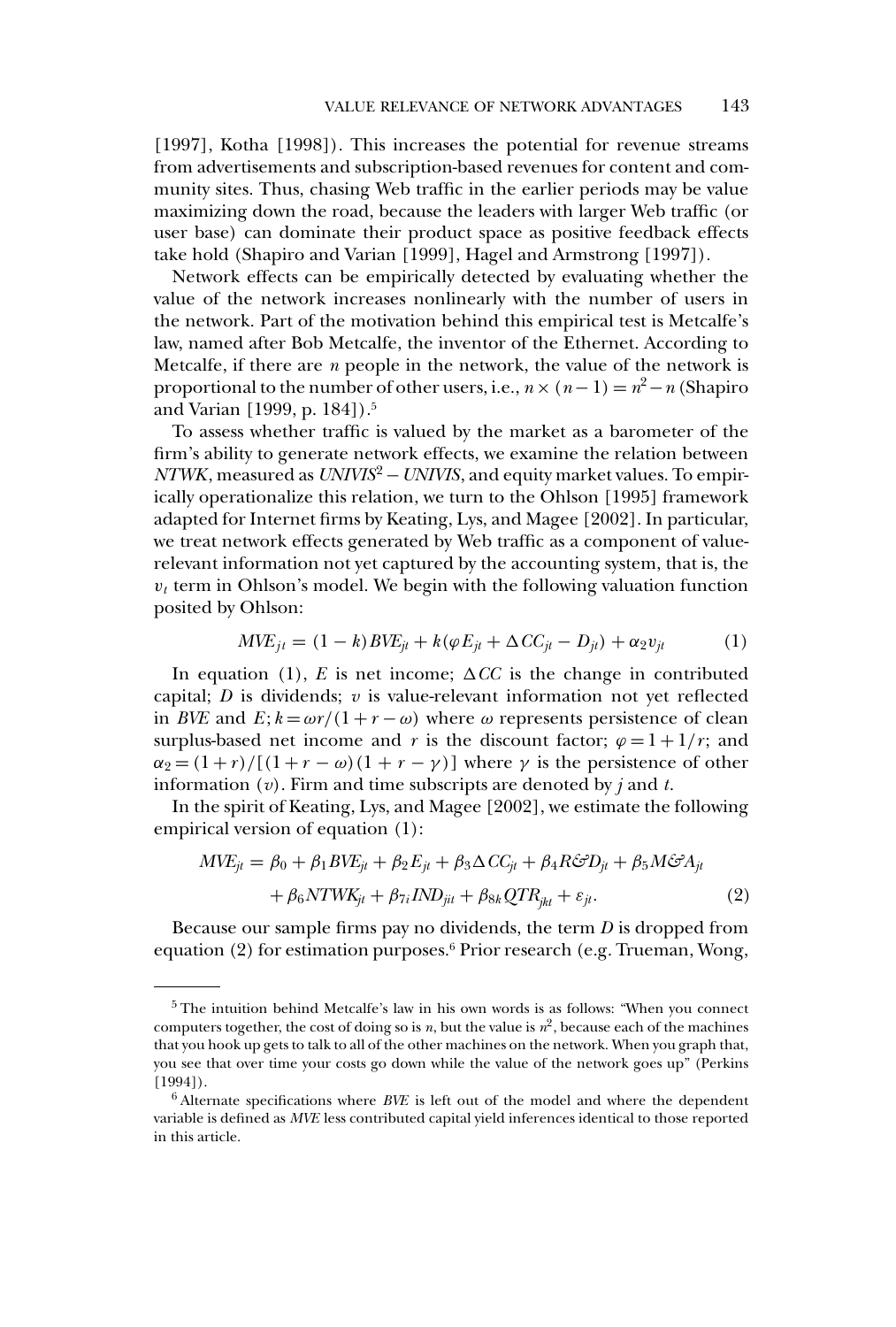[1997], Kotha [1998]). This increases the potential for revenue streams from advertisements and subscription-based revenues for content and community sites. Thus, chasing Web traffic in the earlier periods may be value maximizing down the road, because the leaders with larger Web traffic (or user base) can dominate their product space as positive feedback effects take hold (Shapiro and Varian [1999], Hagel and Armstrong [1997]).

Network effects can be empirically detected by evaluating whether the value of the network increases nonlinearly with the number of users in the network. Part of the motivation behind this empirical test is Metcalfe's law, named after Bob Metcalfe, the inventor of the Ethernet. According to Metcalfe, if there are $n$ people in the network, the value of the network is proportional to the number of other users, i.e., $n \times (n-1) = n^2 - n$ (Shapiro and Varian [1999, p. 184]).[5]

To assess whether traffic is valued by the market as a barometer of the firm's ability to generate network effects, we examine the relation between *NTWK*, measured as $UNIVIS^2 - UNIVIS$, and equity market values. To empirically operationalize this relation, we turn to the Ohlson [1995] framework adapted for Internet firms by Keating, Lys, and Magee [2002]. In particular, we treat network effects generated by Web traffic as a component of value-relevant information not yet captured by the accounting system, that is, the $v_t$ term in Ohlson's model. We begin with the following valuation function posited by Ohlson:

$$MVE_{jt} = (1-k)BVE_{jt} + k(\varphi E_{jt} + \Delta CC_{jt} - D_{jt}) + \alpha_2 v_{jt} \tag{1}$$

In equation (1), $E$ is net income; $\Delta CC$ is the change in contributed capital; $D$ is dividends; $v$ is value-relevant information not yet reflected in *BVE* and $E$; $k = \omega r/(1 + r - \omega)$ where $\omega$ represents persistence of clean surplus-based net income and $r$ is the discount factor; $\varphi = 1 + 1/r$; and $\alpha_2 = (1+r)/[(1+r-\omega)(1+r-\gamma)]$ where $\gamma$ is the persistence of other information ($v$). Firm and time subscripts are denoted by $j$ and $t$.

In the spirit of Keating, Lys, and Magee [2002], we estimate the following empirical version of equation (1):

$$\begin{aligned} MVE_{jt} = \beta_0 + \beta_1 BVE_{jt} + \beta_2 E_{jt} + \beta_3 \Delta CC_{jt} + \beta_4 R\&D_{jt} + \beta_5 M\&A_{jt} \\ + \beta_6 NTWK_{jt} + \beta_{7i} IND_{jit} + \beta_{8k} QTR_{jkt} + \varepsilon_{jt}. \end{aligned} \tag{2}$$

Because our sample firms pay no dividends, the term $D$ is dropped from equation (2) for estimation purposes.[6] Prior research (e.g. Trueman, Wong,

---

[5] The intuition behind Metcalfe's law in his own words is as follows: "When you connect computers together, the cost of doing so is $n$, but the value is $n^2$, because each of the machines that you hook up gets to talk to all of the other machines on the network. When you graph that, you see that over time your costs go down while the value of the network goes up" (Perkins [1994]).

[6] Alternate specifications where *BVE* is left out of the model and where the dependent variable is defined as *MVE* less contributed capital yield inferences identical to those reported in this article.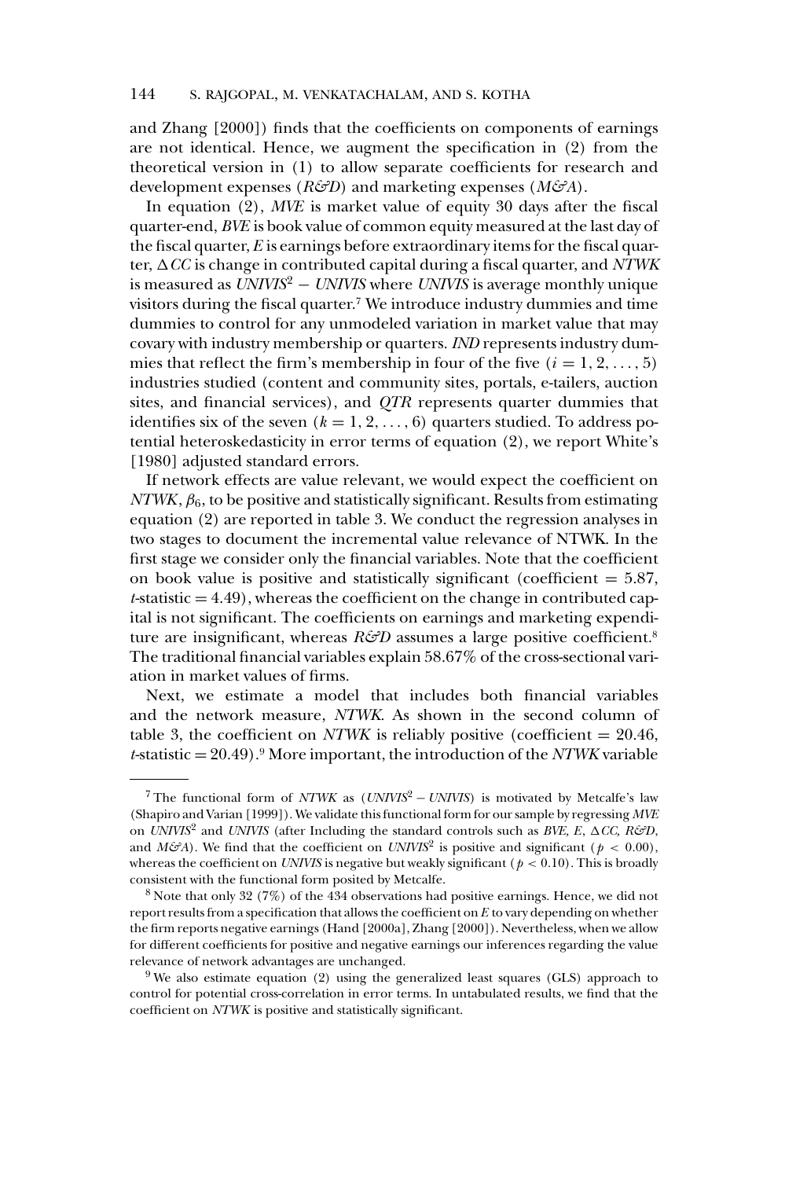and Zhang [2000]) finds that the coefficients on components of earnings are not identical. Hence, we augment the specification in (2) from the theoretical version in (1) to allow separate coefficients for research and development expenses (*R&D*) and marketing expenses (*M&A*).

In equation (2), *MVE* is market value of equity 30 days after the fiscal quarter-end, *BVE* is book value of common equity measured at the last day of the fiscal quarter, *E* is earnings before extraordinary items for the fiscal quarter, $\Delta CC$ is change in contributed capital during a fiscal quarter, and *NTWK* is measured as $UNIVIS^2 - UNIVIS$ where *UNIVIS* is average monthly unique visitors during the fiscal quarter.[7] We introduce industry dummies and time dummies to control for any unmodeled variation in market value that may covary with industry membership or quarters. *IND* represents industry dummies that reflect the firm's membership in four of the five ($i = 1, 2, \ldots, 5$) industries studied (content and community sites, portals, e-tailers, auction sites, and financial services), and *QTR* represents quarter dummies that identifies six of the seven ($k = 1, 2, \ldots, 6$) quarters studied. To address potential heteroskedasticity in error terms of equation (2), we report White's [1980] adjusted standard errors.

If network effects are value relevant, we would expect the coefficient on *NTWK*, $\beta_6$, to be positive and statistically significant. Results from estimating equation (2) are reported in table 3. We conduct the regression analyses in two stages to document the incremental value relevance of NTWK. In the first stage we consider only the financial variables. Note that the coefficient on book value is positive and statistically significant (coefficient = 5.87, *t*-statistic = 4.49), whereas the coefficient on the change in contributed capital is not significant. The coefficients on earnings and marketing expenditure are insignificant, whereas *R&D* assumes a large positive coefficient.[8] The traditional financial variables explain 58.67% of the cross-sectional variation in market values of firms.

Next, we estimate a model that includes both financial variables and the network measure, *NTWK*. As shown in the second column of table 3, the coefficient on *NTWK* is reliably positive (coefficient = 20.46, *t*-statistic = 20.49).[9] More important, the introduction of the *NTWK* variable

---

[7] The functional form of *NTWK* as ($UNIVIS^2 - UNIVIS$) is motivated by Metcalfe's law (Shapiro and Varian [1999]). We validate this functional form for our sample by regressing *MVE* on $UNIVIS^2$ and *UNIVIS* (after Including the standard controls such as *BVE, E,* $\Delta CC$*, R&D,* and *M&A*). We find that the coefficient on $UNIVIS^2$ is positive and significant ($p < 0.00$), whereas the coefficient on *UNIVIS* is negative but weakly significant ($p < 0.10$). This is broadly consistent with the functional form posited by Metcalfe.

[8] Note that only 32 (7%) of the 434 observations had positive earnings. Hence, we did not report results from a specification that allows the coefficient on *E* to vary depending on whether the firm reports negative earnings (Hand [2000a], Zhang [2000]). Nevertheless, when we allow for different coefficients for positive and negative earnings our inferences regarding the value relevance of network advantages are unchanged.

[9] We also estimate equation (2) using the generalized least squares (GLS) approach to control for potential cross-correlation in error terms. In untabulated results, we find that the coefficient on *NTWK* is positive and statistically significant.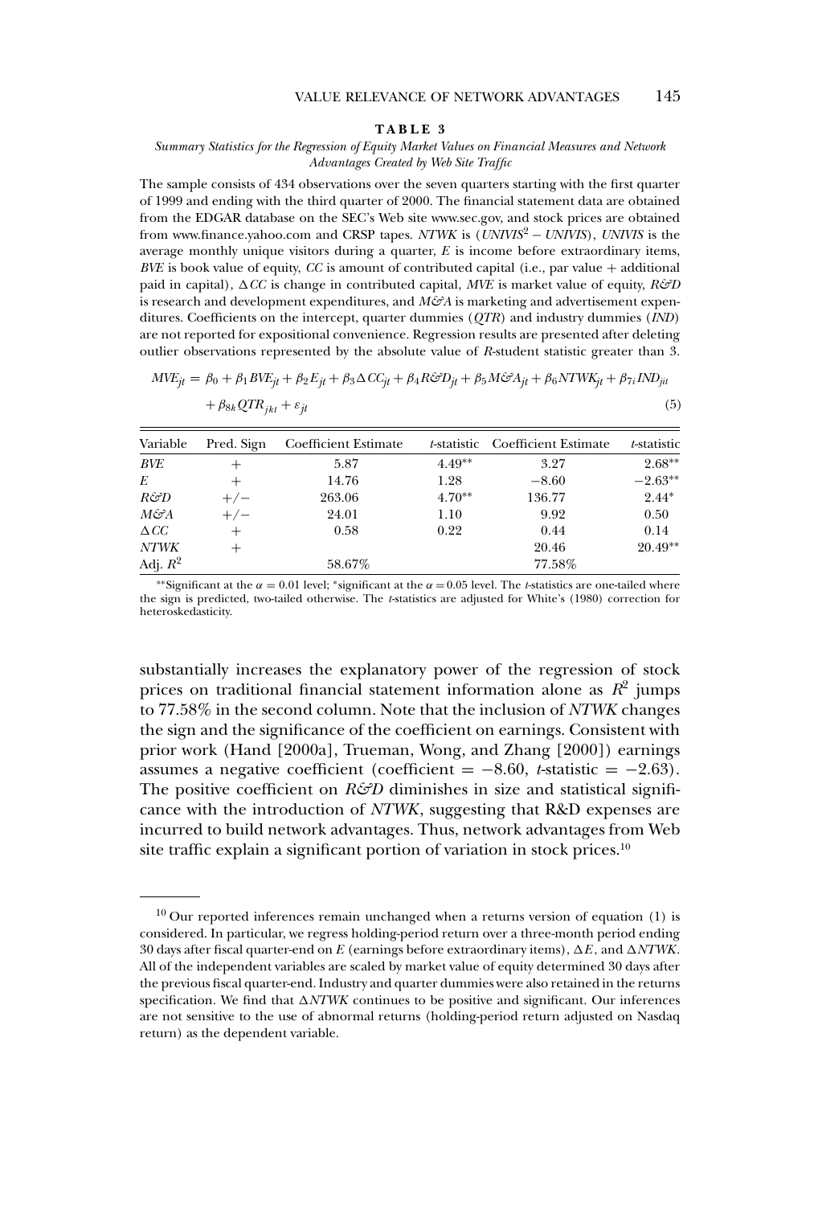**TABLE 3**

*Summary Statistics for the Regression of Equity Market Values on Financial Measures and Network Advantages Created by Web Site Traffic*

The sample consists of 434 observations over the seven quarters starting with the first quarter of 1999 and ending with the third quarter of 2000. The financial statement data are obtained from the EDGAR database on the SEC's Web site www.sec.gov, and stock prices are obtained from www.finance.yahoo.com and CRSP tapes. *NTWK* is ($UNIVIS^2 - UNIVIS$), *UNIVIS* is the average monthly unique visitors during a quarter, *E* is income before extraordinary items, *BVE* is book value of equity, *CC* is amount of contributed capital (i.e., par value + additional paid in capital), $\Delta CC$ is change in contributed capital, *MVE* is market value of equity, *R&D* is research and development expenditures, and *M&A* is marketing and advertisement expenditures. Coefficients on the intercept, quarter dummies (*QTR*) and industry dummies (*IND*) are not reported for expositional convenience. Regression results are presented after deleting outlier observations represented by the absolute value of *R*-student statistic greater than 3.

$$MVE_{jt} = \beta_0 + \beta_1 BVE_{jt} + \beta_2 E_{jt} + \beta_3 \Delta CC_{jt} + \beta_4 R\&D_{jt} + \beta_5 M\&A_{jt} + \beta_6 NTWK_{jt} + \beta_{7i} IND_{jit} + \beta_{8k} QTR_{jkt} + \varepsilon_{jt} \quad (5)$$

| Variable | Pred. Sign | Coefficient Estimate | *t*-statistic | Coefficient Estimate | *t*-statistic |
|---|---|---|---|---|---|
| *BVE* | + | 5.87 | 4.49** | 3.27 | 2.68** |
| *E* | + | 14.76 | 1.28 | −8.60 | −2.63** |
| *R&D* | +/− | 263.06 | 4.70** | 136.77 | 2.44* |
| *M&A* | +/− | 24.01 | 1.10 | 9.92 | 0.50 |
| $\Delta CC$ | + | 0.58 | 0.22 | 0.44 | 0.14 |
| *NTWK* | + | | | 20.46 | 20.49** |
| Adj. $R^2$ | | 58.67% | | 77.58% | |

**Significant at the $\alpha = 0.01$ level; *significant at the $\alpha = 0.05$ level. The *t*-statistics are one-tailed where the sign is predicted, two-tailed otherwise. The *t*-statistics are adjusted for White's (1980) correction for heteroskedasticity.

substantially increases the explanatory power of the regression of stock prices on traditional financial statement information alone as $R^2$ jumps to 77.58% in the second column. Note that the inclusion of *NTWK* changes the sign and the significance of the coefficient on earnings. Consistent with prior work (Hand [2000a], Trueman, Wong, and Zhang [2000]) earnings assumes a negative coefficient (coefficient = −8.60, *t*-statistic = −2.63). The positive coefficient on *R&D* diminishes in size and statistical significance with the introduction of *NTWK*, suggesting that R&D expenses are incurred to build network advantages. Thus, network advantages from Web site traffic explain a significant portion of variation in stock prices.[10]

---

[10] Our reported inferences remain unchanged when a returns version of equation (1) is considered. In particular, we regress holding-period return over a three-month period ending 30 days after fiscal quarter-end on *E* (earnings before extraordinary items), $\Delta E$, and $\Delta NTWK$. All of the independent variables are scaled by market value of equity determined 30 days after the previous fiscal quarter-end. Industry and quarter dummies were also retained in the returns specification. We find that $\Delta NTWK$ continues to be positive and significant. Our inferences are not sensitive to the use of abnormal returns (holding-period return adjusted on Nasdaq return) as the dependent variable.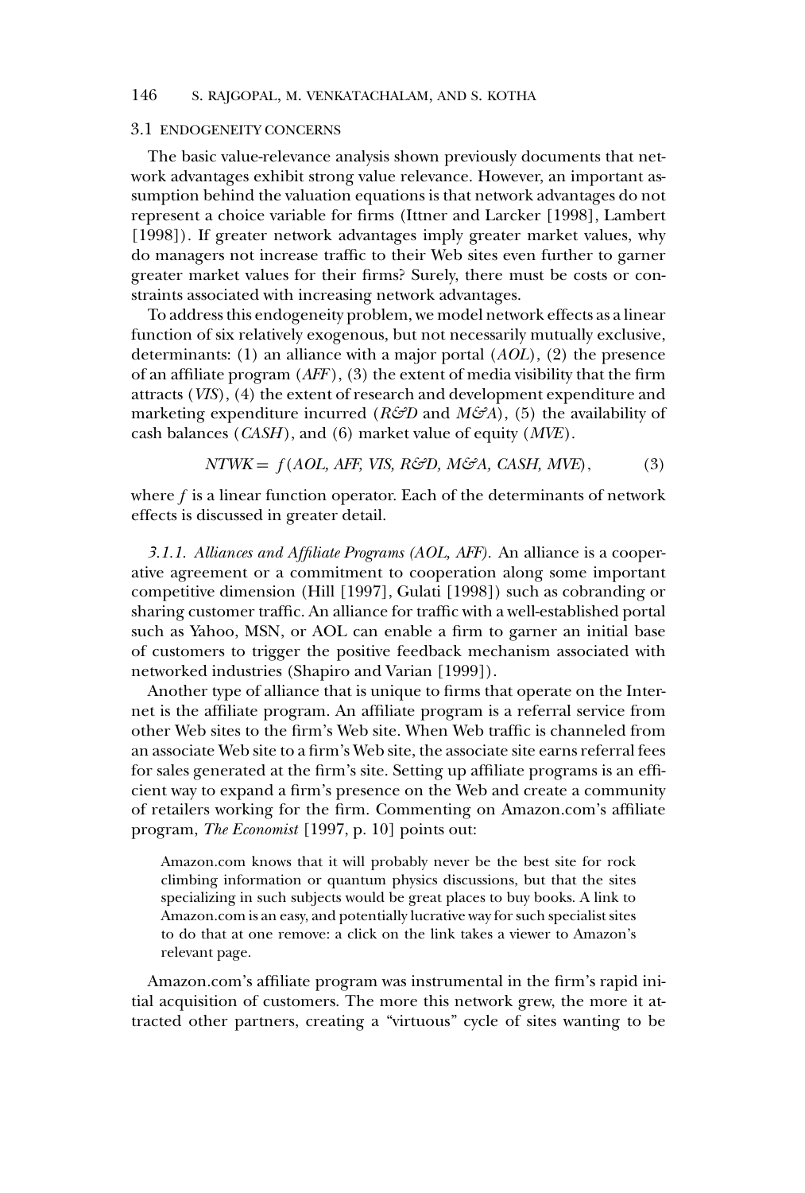### 3.1 ENDOGENEITY CONCERNS

The basic value-relevance analysis shown previously documents that network advantages exhibit strong value relevance. However, an important assumption behind the valuation equations is that network advantages do not represent a choice variable for firms (Ittner and Larcker [1998], Lambert [1998]). If greater network advantages imply greater market values, why do managers not increase traffic to their Web sites even further to garner greater market values for their firms? Surely, there must be costs or constraints associated with increasing network advantages.

To address this endogeneity problem, we model network effects as a linear function of six relatively exogenous, but not necessarily mutually exclusive, determinants: (1) an alliance with a major portal (*AOL*), (2) the presence of an affiliate program (*AFF*), (3) the extent of media visibility that the firm attracts (*VIS*), (4) the extent of research and development expenditure and marketing expenditure incurred (*R&D* and *M&A*), (5) the availability of cash balances (*CASH*), and (6) market value of equity (*MVE*).

$$NTWK = f(AOL, AFF, VIS, R\&D, M\&A, CASH, MVE), \qquad (3)$$

where $f$ is a linear function operator. Each of the determinants of network effects is discussed in greater detail.

*3.1.1. Alliances and Affiliate Programs (AOL, AFF).* An alliance is a cooperative agreement or a commitment to cooperation along some important competitive dimension (Hill [1997], Gulati [1998]) such as cobranding or sharing customer traffic. An alliance for traffic with a well-established portal such as Yahoo, MSN, or AOL can enable a firm to garner an initial base of customers to trigger the positive feedback mechanism associated with networked industries (Shapiro and Varian [1999]).

Another type of alliance that is unique to firms that operate on the Internet is the affiliate program. An affiliate program is a referral service from other Web sites to the firm's Web site. When Web traffic is channeled from an associate Web site to a firm's Web site, the associate site earns referral fees for sales generated at the firm's site. Setting up affiliate programs is an efficient way to expand a firm's presence on the Web and create a community of retailers working for the firm. Commenting on Amazon.com's affiliate program, *The Economist* [1997, p. 10] points out:

> Amazon.com knows that it will probably never be the best site for rock climbing information or quantum physics discussions, but that the sites specializing in such subjects would be great places to buy books. A link to Amazon.com is an easy, and potentially lucrative way for such specialist sites to do that at one remove: a click on the link takes a viewer to Amazon's relevant page.

Amazon.com's affiliate program was instrumental in the firm's rapid initial acquisition of customers. The more this network grew, the more it attracted other partners, creating a "virtuous" cycle of sites wanting to be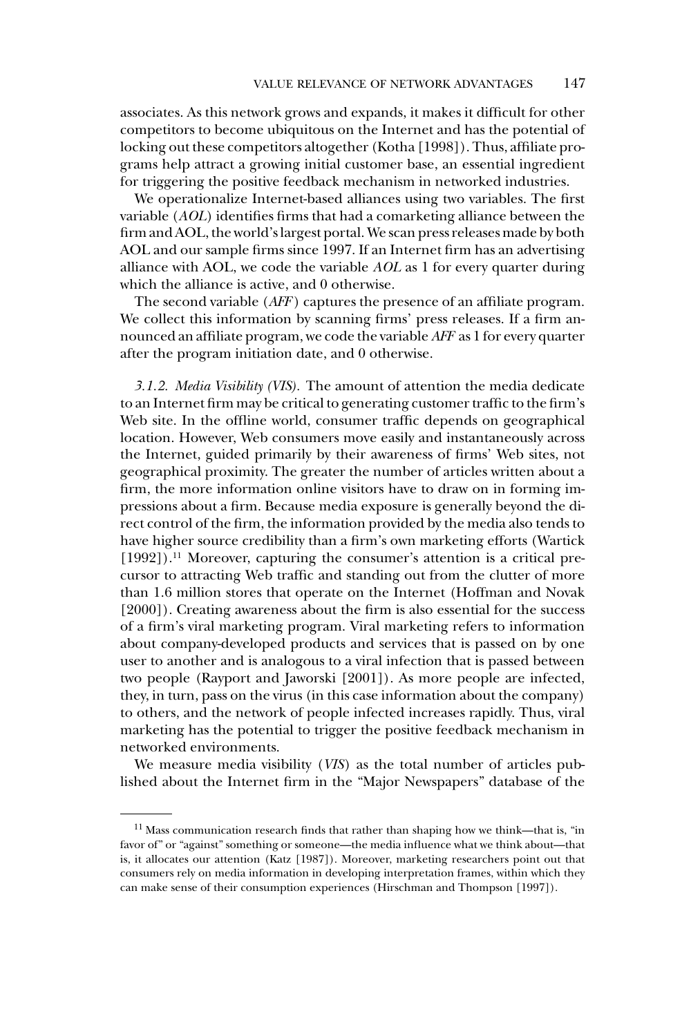associates. As this network grows and expands, it makes it difficult for other competitors to become ubiquitous on the Internet and has the potential of locking out these competitors altogether (Kotha [1998]). Thus, affiliate programs help attract a growing initial customer base, an essential ingredient for triggering the positive feedback mechanism in networked industries.

We operationalize Internet-based alliances using two variables. The first variable (*AOL*) identifies firms that had a comarketing alliance between the firm and AOL, the world's largest portal. We scan press releases made by both AOL and our sample firms since 1997. If an Internet firm has an advertising alliance with AOL, we code the variable *AOL* as 1 for every quarter during which the alliance is active, and 0 otherwise.

The second variable (*AFF*) captures the presence of an affiliate program. We collect this information by scanning firms' press releases. If a firm announced an affiliate program, we code the variable *AFF* as 1 for every quarter after the program initiation date, and 0 otherwise.

*3.1.2. Media Visibility (VIS).* The amount of attention the media dedicate to an Internet firm may be critical to generating customer traffic to the firm's Web site. In the offline world, consumer traffic depends on geographical location. However, Web consumers move easily and instantaneously across the Internet, guided primarily by their awareness of firms' Web sites, not geographical proximity. The greater the number of articles written about a firm, the more information online visitors have to draw on in forming impressions about a firm. Because media exposure is generally beyond the direct control of the firm, the information provided by the media also tends to have higher source credibility than a firm's own marketing efforts (Wartick [1992]).[11] Moreover, capturing the consumer's attention is a critical precursor to attracting Web traffic and standing out from the clutter of more than 1.6 million stores that operate on the Internet (Hoffman and Novak [2000]). Creating awareness about the firm is also essential for the success of a firm's viral marketing program. Viral marketing refers to information about company-developed products and services that is passed on by one user to another and is analogous to a viral infection that is passed between two people (Rayport and Jaworski [2001]). As more people are infected, they, in turn, pass on the virus (in this case information about the company) to others, and the network of people infected increases rapidly. Thus, viral marketing has the potential to trigger the positive feedback mechanism in networked environments.

We measure media visibility (*VIS*) as the total number of articles published about the Internet firm in the "Major Newspapers" database of the

[11] Mass communication research finds that rather than shaping how we think—that is, "in favor of" or "against" something or someone—the media influence what we think about—that is, it allocates our attention (Katz [1987]). Moreover, marketing researchers point out that consumers rely on media information in developing interpretation frames, within which they can make sense of their consumption experiences (Hirschman and Thompson [1997]).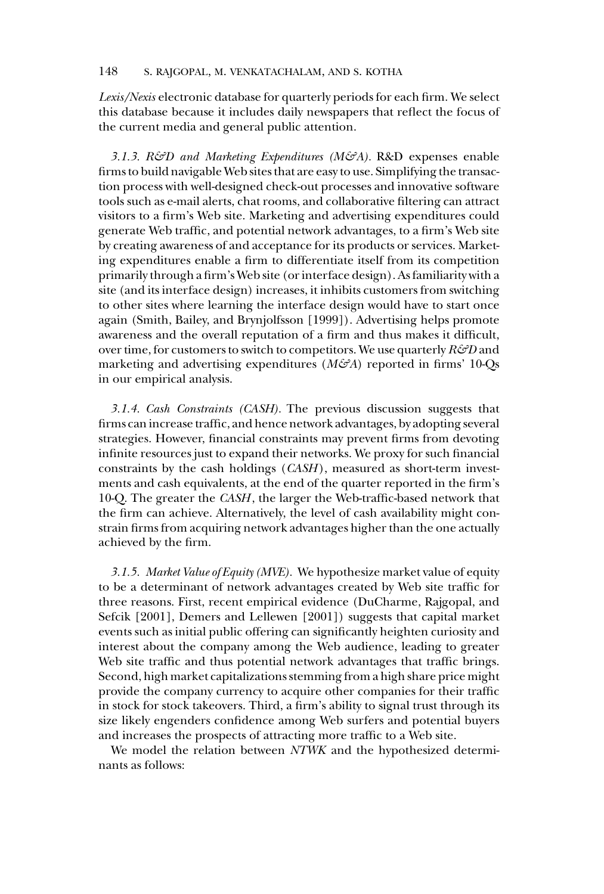*Lexis/Nexis* electronic database for quarterly periods for each firm. We select this database because it includes daily newspapers that reflect the focus of the current media and general public attention.

*3.1.3. R&D and Marketing Expenditures (M&A).* R&D expenses enable firms to build navigable Web sites that are easy to use. Simplifying the transaction process with well-designed check-out processes and innovative software tools such as e-mail alerts, chat rooms, and collaborative filtering can attract visitors to a firm's Web site. Marketing and advertising expenditures could generate Web traffic, and potential network advantages, to a firm's Web site by creating awareness of and acceptance for its products or services. Marketing expenditures enable a firm to differentiate itself from its competition primarily through a firm's Web site (or interface design). As familiarity with a site (and its interface design) increases, it inhibits customers from switching to other sites where learning the interface design would have to start once again (Smith, Bailey, and Brynjolfsson [1999]). Advertising helps promote awareness and the overall reputation of a firm and thus makes it difficult, over time, for customers to switch to competitors. We use quarterly *R&D* and marketing and advertising expenditures (*M&A*) reported in firms' 10-Qs in our empirical analysis.

*3.1.4. Cash Constraints (CASH).* The previous discussion suggests that firms can increase traffic, and hence network advantages, by adopting several strategies. However, financial constraints may prevent firms from devoting infinite resources just to expand their networks. We proxy for such financial constraints by the cash holdings (*CASH*), measured as short-term investments and cash equivalents, at the end of the quarter reported in the firm's 10-Q. The greater the *CASH*, the larger the Web-traffic-based network that the firm can achieve. Alternatively, the level of cash availability might constrain firms from acquiring network advantages higher than the one actually achieved by the firm.

*3.1.5. Market Value of Equity (MVE).* We hypothesize market value of equity to be a determinant of network advantages created by Web site traffic for three reasons. First, recent empirical evidence (DuCharme, Rajgopal, and Sefcik [2001], Demers and Lellewen [2001]) suggests that capital market events such as initial public offering can significantly heighten curiosity and interest about the company among the Web audience, leading to greater Web site traffic and thus potential network advantages that traffic brings. Second, high market capitalizations stemming from a high share price might provide the company currency to acquire other companies for their traffic in stock for stock takeovers. Third, a firm's ability to signal trust through its size likely engenders confidence among Web surfers and potential buyers and increases the prospects of attracting more traffic to a Web site.

We model the relation between *NTWK* and the hypothesized determinants as follows: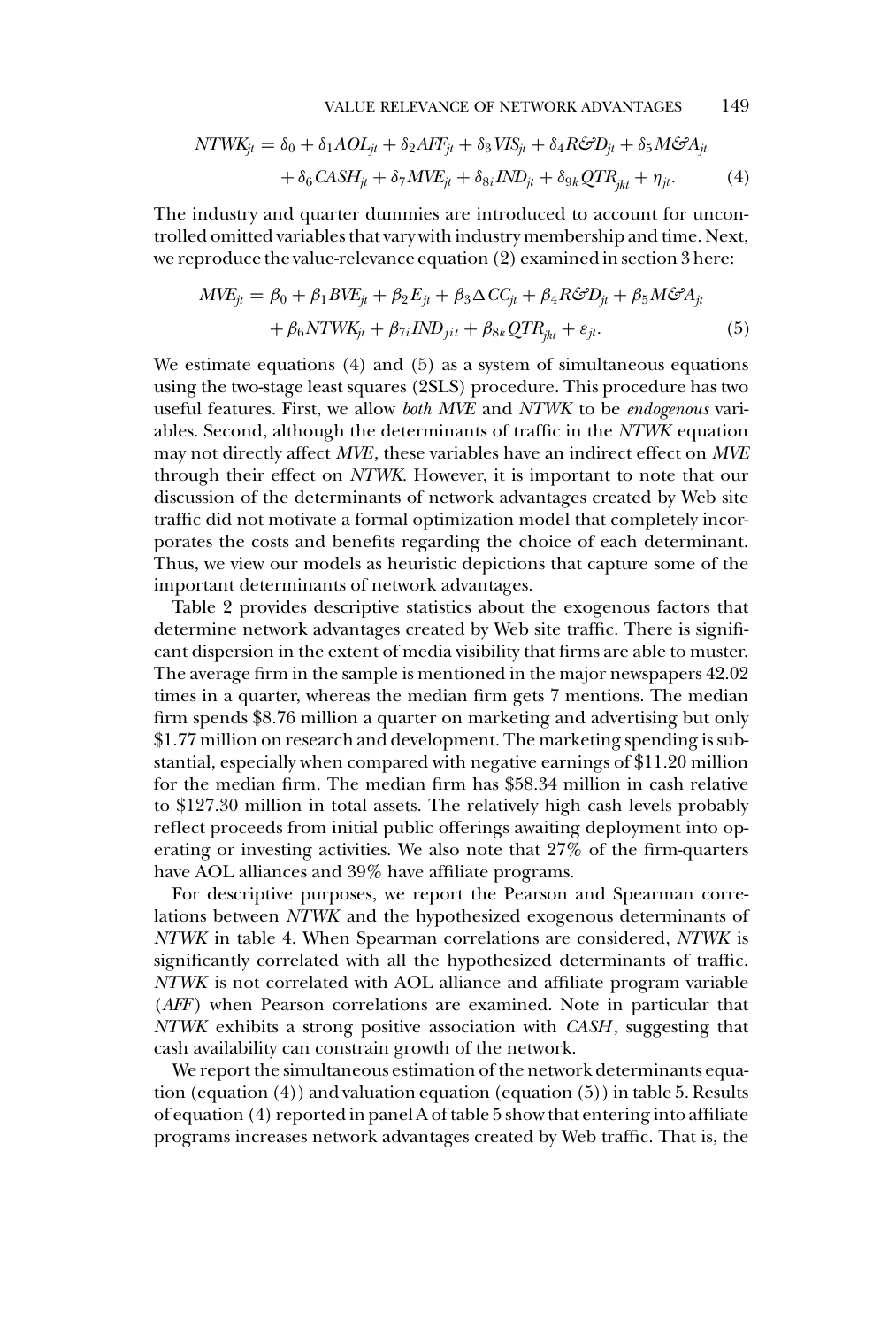$$NTWK_{jt} = \delta_0 + \delta_1 AOL_{jt} + \delta_2 AFF_{jt} + \delta_3 VIS_{jt} + \delta_4 R\&D_{jt} + \delta_5 M\&A_{jt} + \delta_6 CASH_{jt} + \delta_7 MVE_{jt} + \delta_{8i} IND_{jt} + \delta_{9k} QTR_{jkt} + \eta_{jt}. \tag{4}$$

The industry and quarter dummies are introduced to account for uncontrolled omitted variables that vary with industry membership and time. Next, we reproduce the value-relevance equation (2) examined in section 3 here:

$$MVE_{jt} = \beta_0 + \beta_1 BVE_{jt} + \beta_2 E_{jt} + \beta_3 \Delta CC_{jt} + \beta_4 R\&D_{jt} + \beta_5 M\&A_{jt} + \beta_6 NTWK_{jt} + \beta_{7i} IND_{jit} + \beta_{8k} QTR_{jkt} + \varepsilon_{jt}. \tag{5}$$

We estimate equations (4) and (5) as a system of simultaneous equations using the two-stage least squares (2SLS) procedure. This procedure has two useful features. First, we allow *both MVE* and *NTWK* to be *endogenous* variables. Second, although the determinants of traffic in the *NTWK* equation may not directly affect *MVE*, these variables have an indirect effect on *MVE* through their effect on *NTWK*. However, it is important to note that our discussion of the determinants of network advantages created by Web site traffic did not motivate a formal optimization model that completely incorporates the costs and benefits regarding the choice of each determinant. Thus, we view our models as heuristic depictions that capture some of the important determinants of network advantages.

Table 2 provides descriptive statistics about the exogenous factors that determine network advantages created by Web site traffic. There is significant dispersion in the extent of media visibility that firms are able to muster. The average firm in the sample is mentioned in the major newspapers 42.02 times in a quarter, whereas the median firm gets 7 mentions. The median firm spends \$8.76 million a quarter on marketing and advertising but only \$1.77 million on research and development. The marketing spending is substantial, especially when compared with negative earnings of \$11.20 million for the median firm. The median firm has \$58.34 million in cash relative to \$127.30 million in total assets. The relatively high cash levels probably reflect proceeds from initial public offerings awaiting deployment into operating or investing activities. We also note that 27% of the firm-quarters have AOL alliances and 39% have affiliate programs.

For descriptive purposes, we report the Pearson and Spearman correlations between *NTWK* and the hypothesized exogenous determinants of *NTWK* in table 4. When Spearman correlations are considered, *NTWK* is significantly correlated with all the hypothesized determinants of traffic. *NTWK* is not correlated with AOL alliance and affiliate program variable (*AFF*) when Pearson correlations are examined. Note in particular that *NTWK* exhibits a strong positive association with *CASH*, suggesting that cash availability can constrain growth of the network.

We report the simultaneous estimation of the network determinants equation (equation (4)) and valuation equation (equation (5)) in table 5. Results of equation (4) reported in panel A of table 5 show that entering into affiliate programs increases network advantages created by Web traffic. That is, the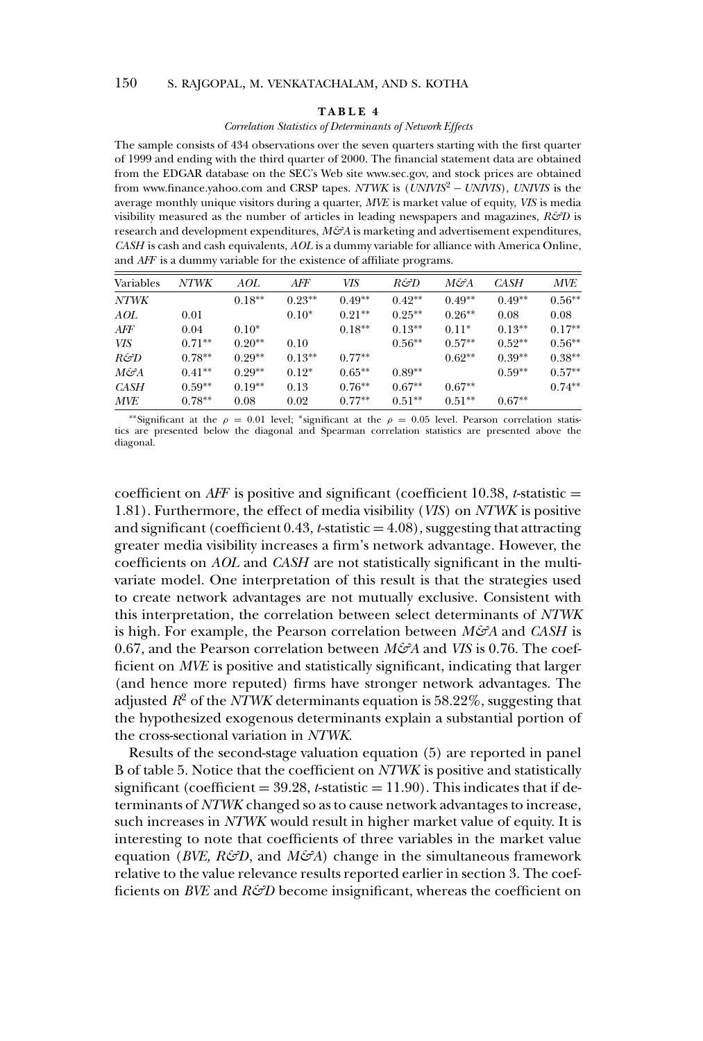**TABLE 4**

*Correlation Statistics of Determinants of Network Effects*

The sample consists of 434 observations over the seven quarters starting with the first quarter of 1999 and ending with the third quarter of 2000. The financial statement data are obtained from the EDGAR database on the SEC's Web site www.sec.gov, and stock prices are obtained from www.finance.yahoo.com and CRSP tapes. *NTWK* is ($UNIVIS^2 - UNIVIS$), *UNIVIS* is the average monthly unique visitors during a quarter, *MVE* is market value of equity, *VIS* is media visibility measured as the number of articles in leading newspapers and magazines, *R&D* is research and development expenditures, *M&A* is marketing and advertisement expenditures, *CASH* is cash and cash equivalents, *AOL* is a dummy variable for alliance with America Online, and *AFF* is a dummy variable for the existence of affiliate programs.

| Variables | *NTWK* | *AOL* | *AFF* | *VIS* | *R&D* | *M&A* | *CASH* | *MVE* |
|---|---|---|---|---|---|---|---|---|
| *NTWK* | | 0.18** | 0.23** | 0.49** | 0.42** | 0.49** | 0.49** | 0.56** |
| *AOL* | 0.01 | | 0.10* | 0.21** | 0.25** | 0.26** | 0.08 | 0.08 |
| *AFF* | 0.04 | 0.10* | | 0.18** | 0.13** | 0.11* | 0.13** | 0.17** |
| *VIS* | 0.71** | 0.20** | 0.10 | | 0.56** | 0.57** | 0.52** | 0.56** |
| *R&D* | 0.78** | 0.29** | 0.13** | 0.77** | | 0.62** | 0.39** | 0.38** |
| *M&A* | 0.41** | 0.29** | 0.12* | 0.65** | 0.89** | | 0.59** | 0.57** |
| *CASH* | 0.59** | 0.19** | 0.13 | 0.76** | 0.67** | 0.67** | | 0.74** |
| *MVE* | 0.78** | 0.08 | 0.02 | 0.77** | 0.51** | 0.51** | 0.67** | |

**Significant at the $\rho = 0.01$ level; *significant at the $\rho = 0.05$ level. Pearson correlation statistics are presented below the diagonal and Spearman correlation statistics are presented above the diagonal.

coefficient on *AFF* is positive and significant (coefficient 10.38, *t*-statistic = 1.81). Furthermore, the effect of media visibility (*VIS*) on *NTWK* is positive and significant (coefficient 0.43, *t*-statistic = 4.08), suggesting that attracting greater media visibility increases a firm's network advantage. However, the coefficients on *AOL* and *CASH* are not statistically significant in the multivariate model. One interpretation of this result is that the strategies used to create network advantages are not mutually exclusive. Consistent with this interpretation, the correlation between select determinants of *NTWK* is high. For example, the Pearson correlation between *M&A* and *CASH* is 0.67, and the Pearson correlation between *M&A* and *VIS* is 0.76. The coefficient on *MVE* is positive and statistically significant, indicating that larger (and hence more reputed) firms have stronger network advantages. The adjusted $R^2$ of the *NTWK* determinants equation is 58.22%, suggesting that the hypothesized exogenous determinants explain a substantial portion of the cross-sectional variation in *NTWK*.

Results of the second-stage valuation equation (5) are reported in panel B of table 5. Notice that the coefficient on *NTWK* is positive and statistically significant (coefficient = 39.28, *t*-statistic = 11.90). This indicates that if determinants of *NTWK* changed so as to cause network advantages to increase, such increases in *NTWK* would result in higher market value of equity. It is interesting to note that coefficients of three variables in the market value equation (*BVE, R&D*, and *M&A*) change in the simultaneous framework relative to the value relevance results reported earlier in section 3. The coefficients on *BVE* and *R&D* become insignificant, whereas the coefficient on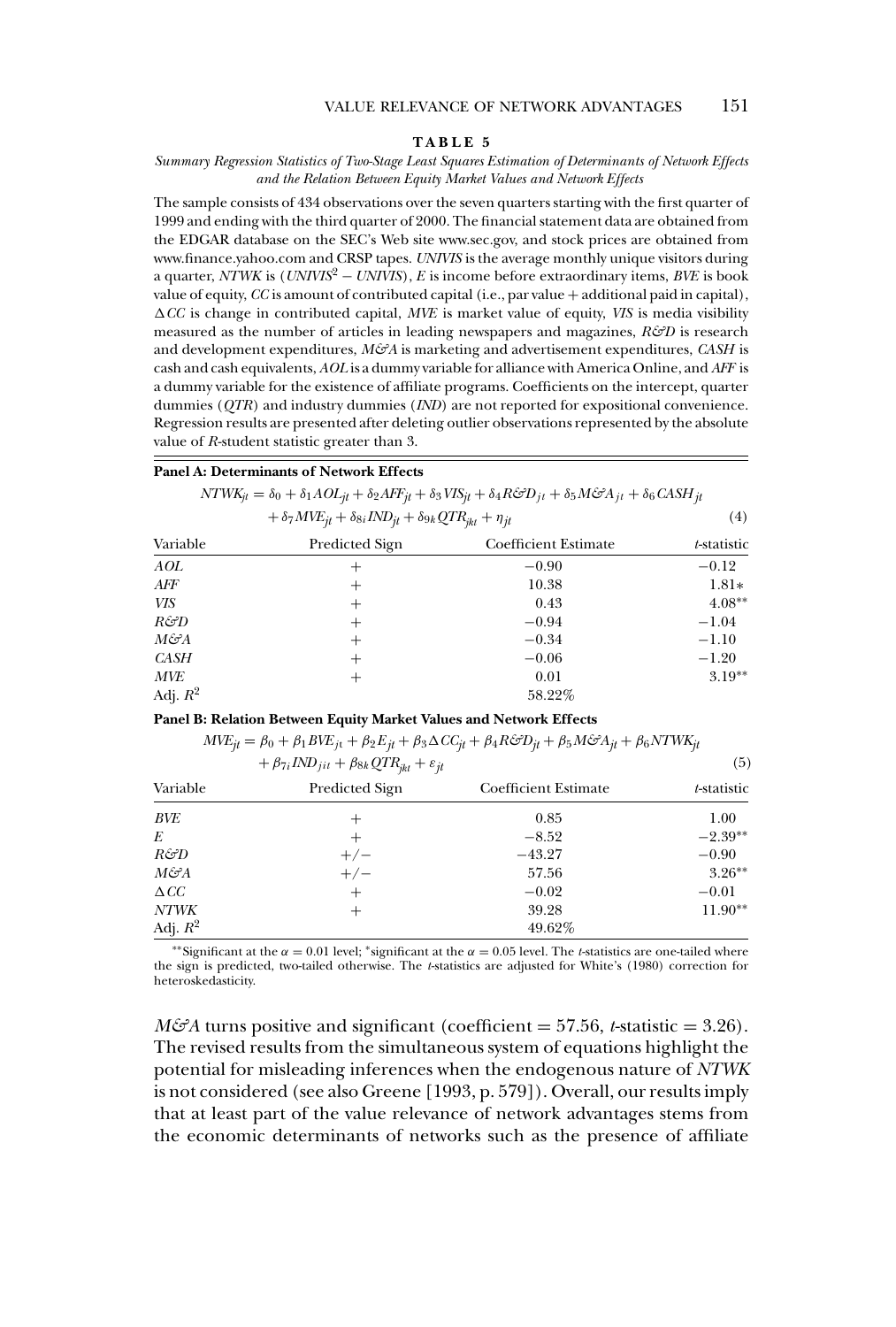**TABLE 5**

*Summary Regression Statistics of Two-Stage Least Squares Estimation of Determinants of Network Effects and the Relation Between Equity Market Values and Network Effects*

The sample consists of 434 observations over the seven quarters starting with the first quarter of 1999 and ending with the third quarter of 2000. The financial statement data are obtained from the EDGAR database on the SEC's Web site www.sec.gov, and stock prices are obtained from www.finance.yahoo.com and CRSP tapes. *UNIVIS* is the average monthly unique visitors during a quarter, *NTWK* is ($UNIVIS^2 - UNIVIS$), *E* is income before extraordinary items, *BVE* is book value of equity, *CC* is amount of contributed capital (i.e., par value + additional paid in capital), $\Delta CC$ is change in contributed capital, *MVE* is market value of equity, *VIS* is media visibility measured as the number of articles in leading newspapers and magazines, *R&D* is research and development expenditures, *M&A* is marketing and advertisement expenditures, *CASH* is cash and cash equivalents, *AOL* is a dummy variable for alliance with America Online, and *AFF* is a dummy variable for the existence of affiliate programs. Coefficients on the intercept, quarter dummies (*QTR*) and industry dummies (*IND*) are not reported for expositional convenience. Regression results are presented after deleting outlier observations represented by the absolute value of *R*-student statistic greater than 3.

**Panel A: Determinants of Network Effects**

$$NTWK_{jt} = \delta_0 + \delta_1 AOL_{jt} + \delta_2 AFF_{jt} + \delta_3 VIS_{jt} + \delta_4 R\&D_{jt} + \delta_5 M\&A_{jt} + \delta_6 CASH_{jt} + \delta_7 MVE_{jt} + \delta_{8i} IND_{jt} + \delta_{9k} QTR_{jkt} + \eta_{jt} \quad (4)$$

| Variable | Predicted Sign | Coefficient Estimate | *t*-statistic |
|---|---|---|---|
| *AOL* | + | −0.90 | −0.12 |
| *AFF* | + | 10.38 | 1.81* |
| *VIS* | + | 0.43 | 4.08** |
| *R&D* | + | −0.94 | −1.04 |
| *M&A* | + | −0.34 | −1.10 |
| *CASH* | + | −0.06 | −1.20 |
| *MVE* | + | 0.01 | 3.19** |
| Adj. $R^2$ | | 58.22% | |

**Panel B: Relation Between Equity Market Values and Network Effects**

$$MVE_{jt} = \beta_0 + \beta_1 BVE_{jt} + \beta_2 E_{jt} + \beta_3 \Delta CC_{jt} + \beta_4 R\&D_{jt} + \beta_5 M\&A_{jt} + \beta_6 NTWK_{jt} + \beta_{7i} IND_{jit} + \beta_{8k} QTR_{jkt} + \varepsilon_{jt} \quad (5)$$

| Variable | Predicted Sign | Coefficient Estimate | *t*-statistic |
|---|---|---|---|
| *BVE* | + | 0.85 | 1.00 |
| *E* | + | −8.52 | −2.39** |
| *R&D* | +/− | −43.27 | −0.90 |
| *M&A* | +/− | 57.56 | 3.26** |
| $\Delta CC$ | + | −0.02 | −0.01 |
| *NTWK* | + | 39.28 | 11.90** |
| Adj. $R^2$ | | 49.62% | |

**Significant at the $\alpha = 0.01$ level; *significant at the $\alpha = 0.05$ level. The *t*-statistics are one-tailed where the sign is predicted, two-tailed otherwise. The *t*-statistics are adjusted for White's (1980) correction for heteroskedasticity.

*M&A* turns positive and significant (coefficient = 57.56, *t*-statistic = 3.26). The revised results from the simultaneous system of equations highlight the potential for misleading inferences when the endogenous nature of *NTWK* is not considered (see also Greene [1993, p. 579]). Overall, our results imply that at least part of the value relevance of network advantages stems from the economic determinants of networks such as the presence of affiliate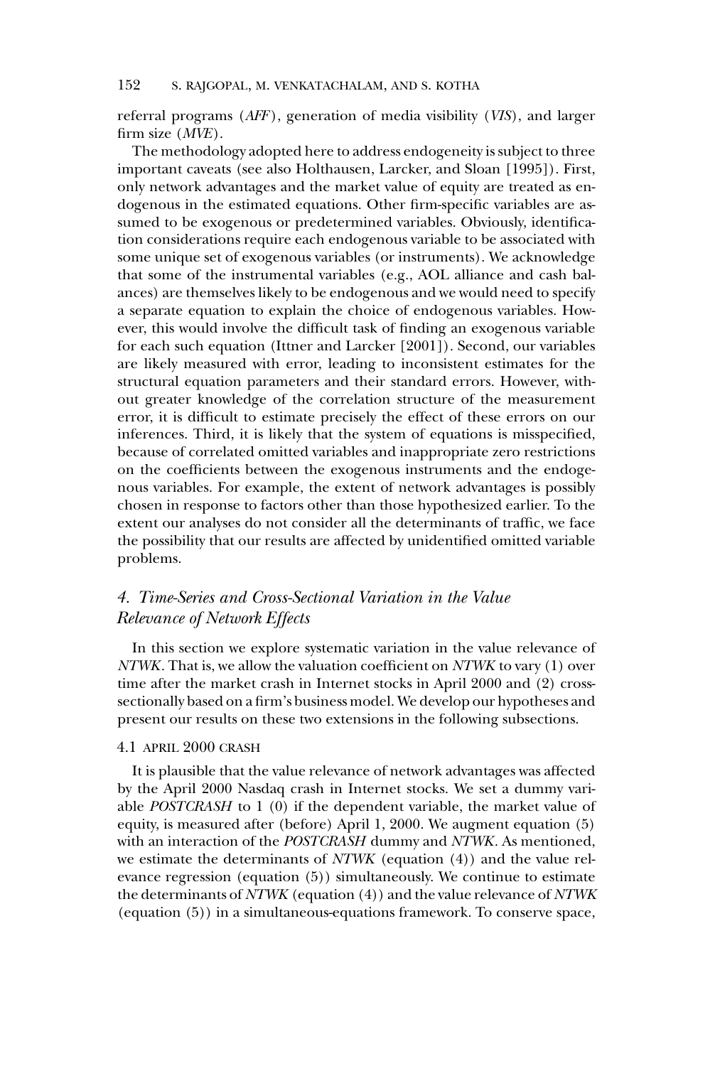referral programs (*AFF*), generation of media visibility (*VIS*), and larger firm size (*MVE*).

The methodology adopted here to address endogeneity is subject to three important caveats (see also Holthausen, Larcker, and Sloan [1995]). First, only network advantages and the market value of equity are treated as endogenous in the estimated equations. Other firm-specific variables are assumed to be exogenous or predetermined variables. Obviously, identification considerations require each endogenous variable to be associated with some unique set of exogenous variables (or instruments). We acknowledge that some of the instrumental variables (e.g., AOL alliance and cash balances) are themselves likely to be endogenous and we would need to specify a separate equation to explain the choice of endogenous variables. However, this would involve the difficult task of finding an exogenous variable for each such equation (Ittner and Larcker [2001]). Second, our variables are likely measured with error, leading to inconsistent estimates for the structural equation parameters and their standard errors. However, without greater knowledge of the correlation structure of the measurement error, it is difficult to estimate precisely the effect of these errors on our inferences. Third, it is likely that the system of equations is misspecified, because of correlated omitted variables and inappropriate zero restrictions on the coefficients between the exogenous instruments and the endogenous variables. For example, the extent of network advantages is possibly chosen in response to factors other than those hypothesized earlier. To the extent our analyses do not consider all the determinants of traffic, we face the possibility that our results are affected by unidentified omitted variable problems.

## 4. *Time-Series and Cross-Sectional Variation in the Value Relevance of Network Effects*

In this section we explore systematic variation in the value relevance of *NTWK*. That is, we allow the valuation coefficient on *NTWK* to vary (1) over time after the market crash in Internet stocks in April 2000 and (2) cross-sectionally based on a firm's business model. We develop our hypotheses and present our results on these two extensions in the following subsections.

### 4.1 APRIL 2000 CRASH

It is plausible that the value relevance of network advantages was affected by the April 2000 Nasdaq crash in Internet stocks. We set a dummy variable *POSTCRASH* to 1 (0) if the dependent variable, the market value of equity, is measured after (before) April 1, 2000. We augment equation (5) with an interaction of the *POSTCRASH* dummy and *NTWK*. As mentioned, we estimate the determinants of *NTWK* (equation (4)) and the value relevance regression (equation (5)) simultaneously. We continue to estimate the determinants of *NTWK* (equation (4)) and the value relevance of *NTWK* (equation (5)) in a simultaneous-equations framework. To conserve space,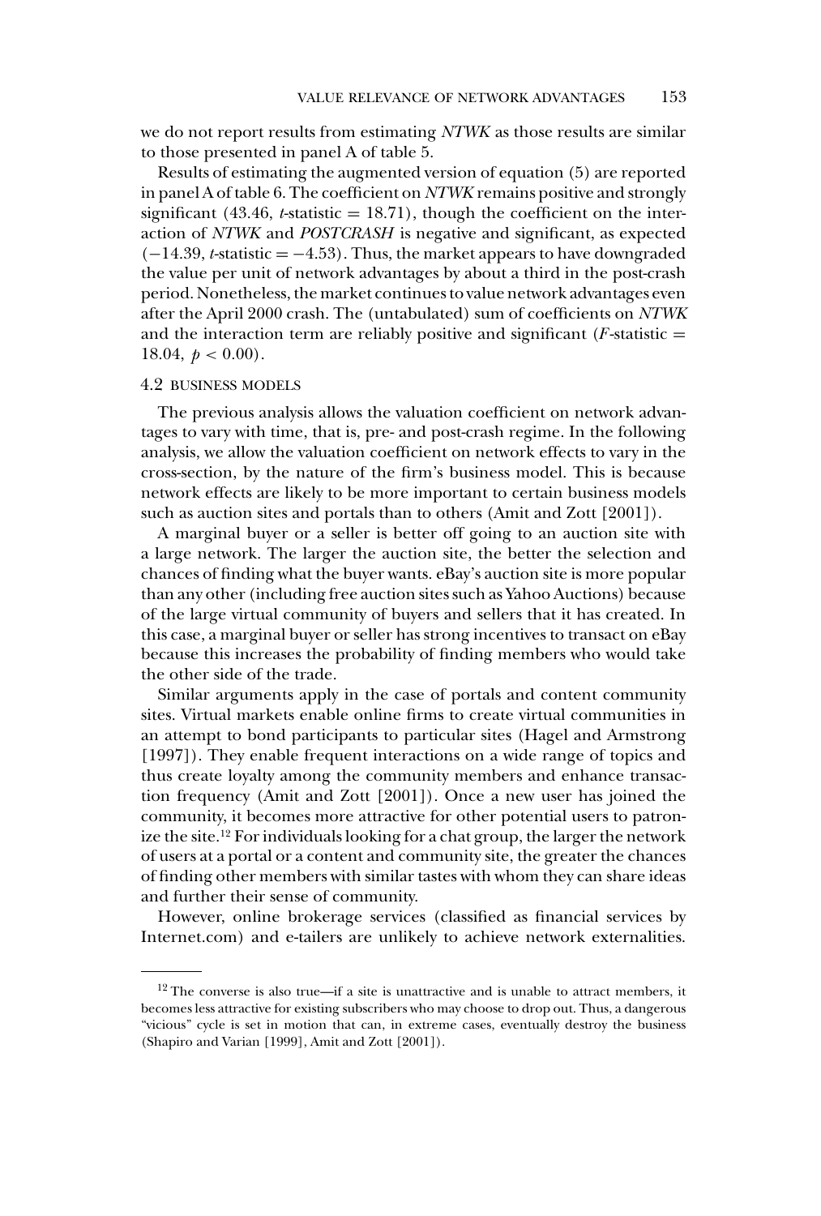we do not report results from estimating *NTWK* as those results are similar to those presented in panel A of table 5.

Results of estimating the augmented version of equation (5) are reported in panel A of table 6. The coefficient on *NTWK* remains positive and strongly significant (43.46, $t$-statistic $= 18.71$), though the coefficient on the interaction of *NTWK* and *POSTCRASH* is negative and significant, as expected ($-14.39$, $t$-statistic $= -4.53$). Thus, the market appears to have downgraded the value per unit of network advantages by about a third in the post-crash period. Nonetheless, the market continues to value network advantages even after the April 2000 crash. The (untabulated) sum of coefficients on *NTWK* and the interaction term are reliably positive and significant ($F$-statistic $= 18.04$, $p < 0.00$).

### 4.2 BUSINESS MODELS

The previous analysis allows the valuation coefficient on network advantages to vary with time, that is, pre- and post-crash regime. In the following analysis, we allow the valuation coefficient on network effects to vary in the cross-section, by the nature of the firm's business model. This is because network effects are likely to be more important to certain business models such as auction sites and portals than to others (Amit and Zott [2001]).

A marginal buyer or a seller is better off going to an auction site with a large network. The larger the auction site, the better the selection and chances of finding what the buyer wants. eBay's auction site is more popular than any other (including free auction sites such as Yahoo Auctions) because of the large virtual community of buyers and sellers that it has created. In this case, a marginal buyer or seller has strong incentives to transact on eBay because this increases the probability of finding members who would take the other side of the trade.

Similar arguments apply in the case of portals and content community sites. Virtual markets enable online firms to create virtual communities in an attempt to bond participants to particular sites (Hagel and Armstrong [1997]). They enable frequent interactions on a wide range of topics and thus create loyalty among the community members and enhance transaction frequency (Amit and Zott [2001]). Once a new user has joined the community, it becomes more attractive for other potential users to patronize the site.[12] For individuals looking for a chat group, the larger the network of users at a portal or a content and community site, the greater the chances of finding other members with similar tastes with whom they can share ideas and further their sense of community.

However, online brokerage services (classified as financial services by Internet.com) and e-tailers are unlikely to achieve network externalities.

---

[12] The converse is also true—if a site is unattractive and is unable to attract members, it becomes less attractive for existing subscribers who may choose to drop out. Thus, a dangerous "vicious" cycle is set in motion that can, in extreme cases, eventually destroy the business (Shapiro and Varian [1999], Amit and Zott [2001]).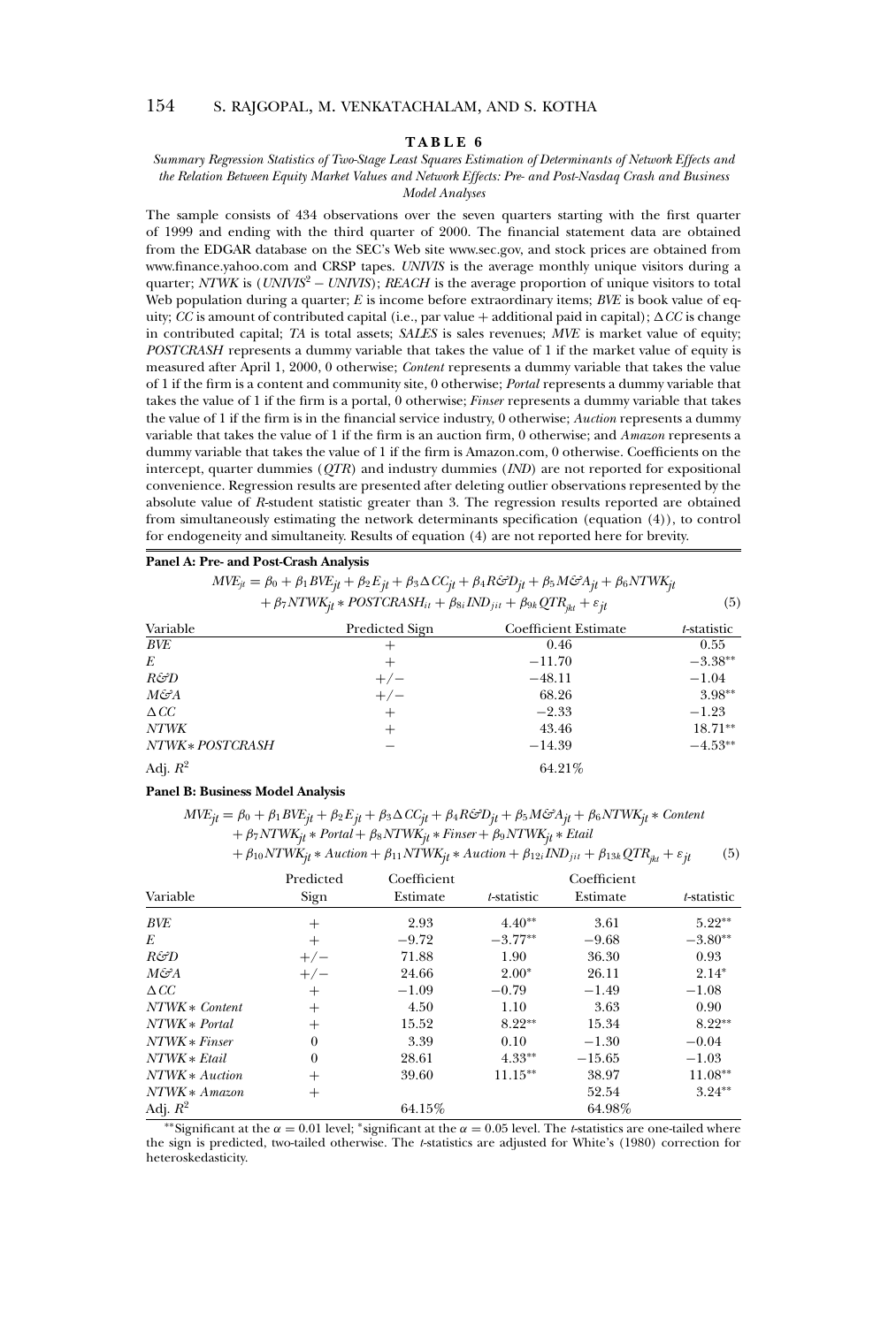**TABLE 6**

*Summary Regression Statistics of Two-Stage Least Squares Estimation of Determinants of Network Effects and the Relation Between Equity Market Values and Network Effects: Pre- and Post-Nasdaq Crash and Business Model Analyses*

The sample consists of 434 observations over the seven quarters starting with the first quarter of 1999 and ending with the third quarter of 2000. The financial statement data are obtained from the EDGAR database on the SEC's Web site www.sec.gov, and stock prices are obtained from www.finance.yahoo.com and CRSP tapes. *UNIVIS* is the average monthly unique visitors during a quarter; *NTWK* is ($UNIVIS^2 - UNIVIS$); *REACH* is the average proportion of unique visitors to total Web population during a quarter; *E* is income before extraordinary items; *BVE* is book value of equity; *CC* is amount of contributed capital (i.e., par value + additional paid in capital); $\Delta CC$ is change in contributed capital; *TA* is total assets; *SALES* is sales revenues; *MVE* is market value of equity; *POSTCRASH* represents a dummy variable that takes the value of 1 if the market value of equity is measured after April 1, 2000, 0 otherwise; *Content* represents a dummy variable that takes the value of 1 if the firm is a content and community site, 0 otherwise; *Portal* represents a dummy variable that takes the value of 1 if the firm is a portal, 0 otherwise; *Finser* represents a dummy variable that takes the value of 1 if the firm is in the financial service industry, 0 otherwise; *Auction* represents a dummy variable that takes the value of 1 if the firm is an auction firm, 0 otherwise; and *Amazon* represents a dummy variable that takes the value of 1 if the firm is Amazon.com, 0 otherwise. Coefficients on the intercept, quarter dummies (*QTR*) and industry dummies (*IND*) are not reported for expositional convenience. Regression results are presented after deleting outlier observations represented by the absolute value of *R*-student statistic greater than 3. The regression results reported are obtained from simultaneously estimating the network determinants specification (equation (4)), to control for endogeneity and simultaneity. Results of equation (4) are not reported here for brevity.

**Panel A: Pre- and Post-Crash Analysis**

$$MVE_{jt} = \beta_0 + \beta_1 BVE_{jt} + \beta_2 E_{jt} + \beta_3 \Delta CC_{jt} + \beta_4 R\&D_{jt} + \beta_5 M\&A_{jt} + \beta_6 NTWK_{jt} + \beta_7 NTWK_{jt} * POSTCRASH_{it} + \beta_{8i} IND_{jit} + \beta_{9k} QTR_{jkt} + \varepsilon_{jt} \quad (5)$$

| Variable | Predicted Sign | Coefficient Estimate | *t*-statistic |
|---|---|---|---|
| *BVE* | + | 0.46 | 0.55 |
| *E* | + | −11.70 | −3.38** |
| *R&D* | +/− | −48.11 | −1.04 |
| *M&A* | +/− | 68.26 | 3.98** |
| $\Delta CC$ | + | −2.33 | −1.23 |
| *NTWK* | + | 43.46 | 18.71** |
| *NTWK∗POSTCRASH* | − | −14.39 | −4.53** |
| Adj. $R^2$ | | 64.21% | |

**Panel B: Business Model Analysis**

$$MVE_{jt} = \beta_0 + \beta_1 BVE_{jt} + \beta_2 E_{jt} + \beta_3 \Delta CC_{jt} + \beta_4 R\&D_{jt} + \beta_5 M\&A_{jt} + \beta_6 NTWK_{jt} * Content + \beta_7 NTWK_{jt} * Portal + \beta_8 NTWK_{jt} * Finser + \beta_9 NTWK_{jt} * Etail + \beta_{10} NTWK_{jt} * Auction + \beta_{11} NTWK_{jt} * Auction + \beta_{12i} IND_{jit} + \beta_{13k} QTR_{jkt} + \varepsilon_{jt} \quad (5)$$

| Variable | Predicted Sign | Coefficient Estimate | *t*-statistic | Coefficient Estimate | *t*-statistic |
|---|---|---|---|---|---|
| *BVE* | + | 2.93 | 4.40** | 3.61 | 5.22** |
| *E* | + | −9.72 | −3.77** | −9.68 | −3.80** |
| *R&D* | +/− | 71.88 | 1.90 | 36.30 | 0.93 |
| *M&A* | +/− | 24.66 | 2.00* | 26.11 | 2.14* |
| $\Delta CC$ | + | −1.09 | −0.79 | −1.49 | −1.08 |
| *NTWK∗ Content* | + | 4.50 | 1.10 | 3.63 | 0.90 |
| *NTWK∗ Portal* | + | 15.52 | 8.22** | 15.34 | 8.22** |
| *NTWK∗ Finser* | 0 | 3.39 | 0.10 | −1.30 | −0.04 |
| *NTWK∗ Etail* | 0 | 28.61 | 4.33** | −15.65 | −1.03 |
| *NTWK∗ Auction* | + | 39.60 | 11.15** | 38.97 | 11.08** |
| *NTWK∗ Amazon* | + | | | 52.54 | 3.24** |
| Adj. $R^2$ | | 64.15% | | 64.98% | |

**Significant at the $\alpha = 0.01$ level; *significant at the $\alpha = 0.05$ level. The *t*-statistics are one-tailed where the sign is predicted, two-tailed otherwise. The *t*-statistics are adjusted for White's (1980) correction for heteroskedasticity.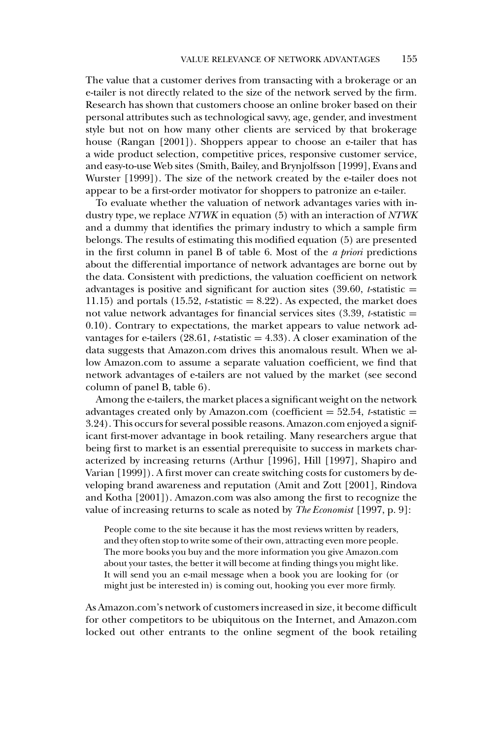The value that a customer derives from transacting with a brokerage or an e-tailer is not directly related to the size of the network served by the firm. Research has shown that customers choose an online broker based on their personal attributes such as technological savvy, age, gender, and investment style but not on how many other clients are serviced by that brokerage house (Rangan [2001]). Shoppers appear to choose an e-tailer that has a wide product selection, competitive prices, responsive customer service, and easy-to-use Web sites (Smith, Bailey, and Brynjolfsson [1999], Evans and Wurster [1999]). The size of the network created by the e-tailer does not appear to be a first-order motivator for shoppers to patronize an e-tailer.

To evaluate whether the valuation of network advantages varies with industry type, we replace *NTWK* in equation (5) with an interaction of *NTWK* and a dummy that identifies the primary industry to which a sample firm belongs. The results of estimating this modified equation (5) are presented in the first column in panel B of table 6. Most of the *a priori* predictions about the differential importance of network advantages are borne out by the data. Consistent with predictions, the valuation coefficient on network advantages is positive and significant for auction sites (39.60, *t*-statistic = 11.15) and portals (15.52, *t*-statistic = 8.22). As expected, the market does not value network advantages for financial services sites (3.39, *t*-statistic = 0.10). Contrary to expectations, the market appears to value network advantages for e-tailers (28.61, *t*-statistic = 4.33). A closer examination of the data suggests that Amazon.com drives this anomalous result. When we allow Amazon.com to assume a separate valuation coefficient, we find that network advantages of e-tailers are not valued by the market (see second column of panel B, table 6).

Among the e-tailers, the market places a significant weight on the network advantages created only by Amazon.com (coefficient = 52.54, *t*-statistic = 3.24). This occurs for several possible reasons. Amazon.com enjoyed a significant first-mover advantage in book retailing. Many researchers argue that being first to market is an essential prerequisite to success in markets characterized by increasing returns (Arthur [1996], Hill [1997], Shapiro and Varian [1999]). A first mover can create switching costs for customers by developing brand awareness and reputation (Amit and Zott [2001], Rindova and Kotha [2001]). Amazon.com was also among the first to recognize the value of increasing returns to scale as noted by *The Economist* [1997, p. 9]:

> People come to the site because it has the most reviews written by readers, and they often stop to write some of their own, attracting even more people. The more books you buy and the more information you give Amazon.com about your tastes, the better it will become at finding things you might like. It will send you an e-mail message when a book you are looking for (or might just be interested in) is coming out, hooking you ever more firmly.

As Amazon.com's network of customers increased in size, it become difficult for other competitors to be ubiquitous on the Internet, and Amazon.com locked out other entrants to the online segment of the book retailing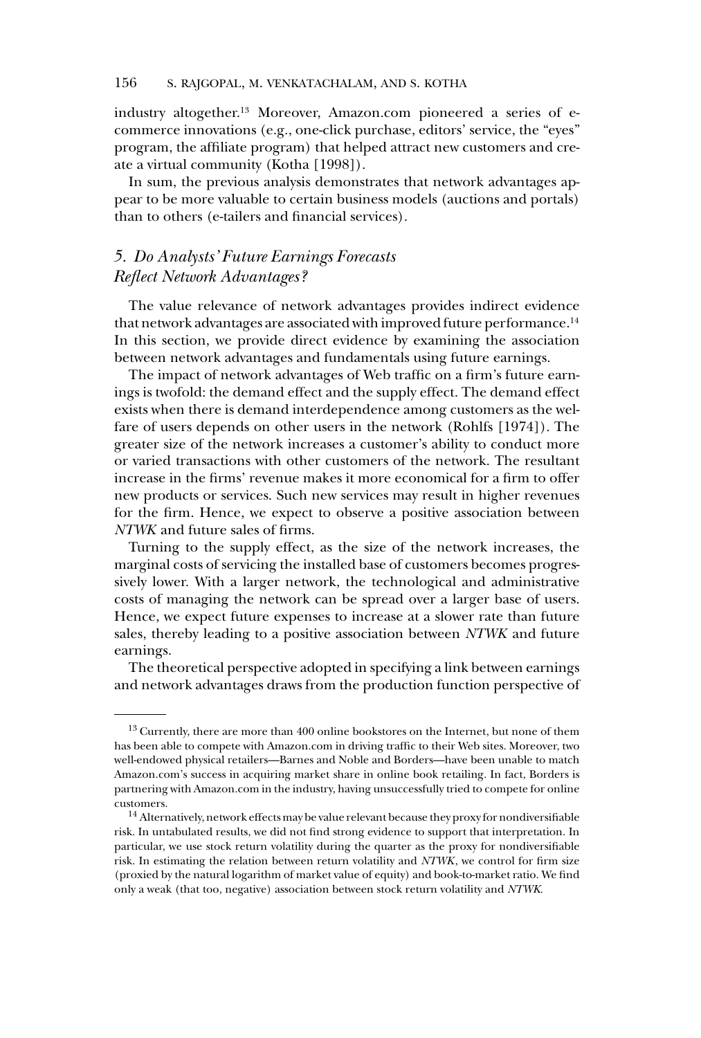industry altogether.[13] Moreover, Amazon.com pioneered a series of e-commerce innovations (e.g., one-click purchase, editors' service, the "eyes" program, the affiliate program) that helped attract new customers and create a virtual community (Kotha [1998]).

In sum, the previous analysis demonstrates that network advantages appear to be more valuable to certain business models (auctions and portals) than to others (e-tailers and financial services).

## *5. Do Analysts' Future Earnings Forecasts Reflect Network Advantages?*

The value relevance of network advantages provides indirect evidence that network advantages are associated with improved future performance.[14] In this section, we provide direct evidence by examining the association between network advantages and fundamentals using future earnings.

The impact of network advantages of Web traffic on a firm's future earnings is twofold: the demand effect and the supply effect. The demand effect exists when there is demand interdependence among customers as the welfare of users depends on other users in the network (Rohlfs [1974]). The greater size of the network increases a customer's ability to conduct more or varied transactions with other customers of the network. The resultant increase in the firms' revenue makes it more economical for a firm to offer new products or services. Such new services may result in higher revenues for the firm. Hence, we expect to observe a positive association between *NTWK* and future sales of firms.

Turning to the supply effect, as the size of the network increases, the marginal costs of servicing the installed base of customers becomes progressively lower. With a larger network, the technological and administrative costs of managing the network can be spread over a larger base of users. Hence, we expect future expenses to increase at a slower rate than future sales, thereby leading to a positive association between *NTWK* and future earnings.

The theoretical perspective adopted in specifying a link between earnings and network advantages draws from the production function perspective of

---

[13] Currently, there are more than 400 online bookstores on the Internet, but none of them has been able to compete with Amazon.com in driving traffic to their Web sites. Moreover, two well-endowed physical retailers—Barnes and Noble and Borders—have been unable to match Amazon.com's success in acquiring market share in online book retailing. In fact, Borders is partnering with Amazon.com in the industry, having unsuccessfully tried to compete for online customers.

[14] Alternatively, network effects may be value relevant because they proxy for nondiversifiable risk. In untabulated results, we did not find strong evidence to support that interpretation. In particular, we use stock return volatility during the quarter as the proxy for nondiversifiable risk. In estimating the relation between return volatility and *NTWK*, we control for firm size (proxied by the natural logarithm of market value of equity) and book-to-market ratio. We find only a weak (that too, negative) association between stock return volatility and *NTWK*.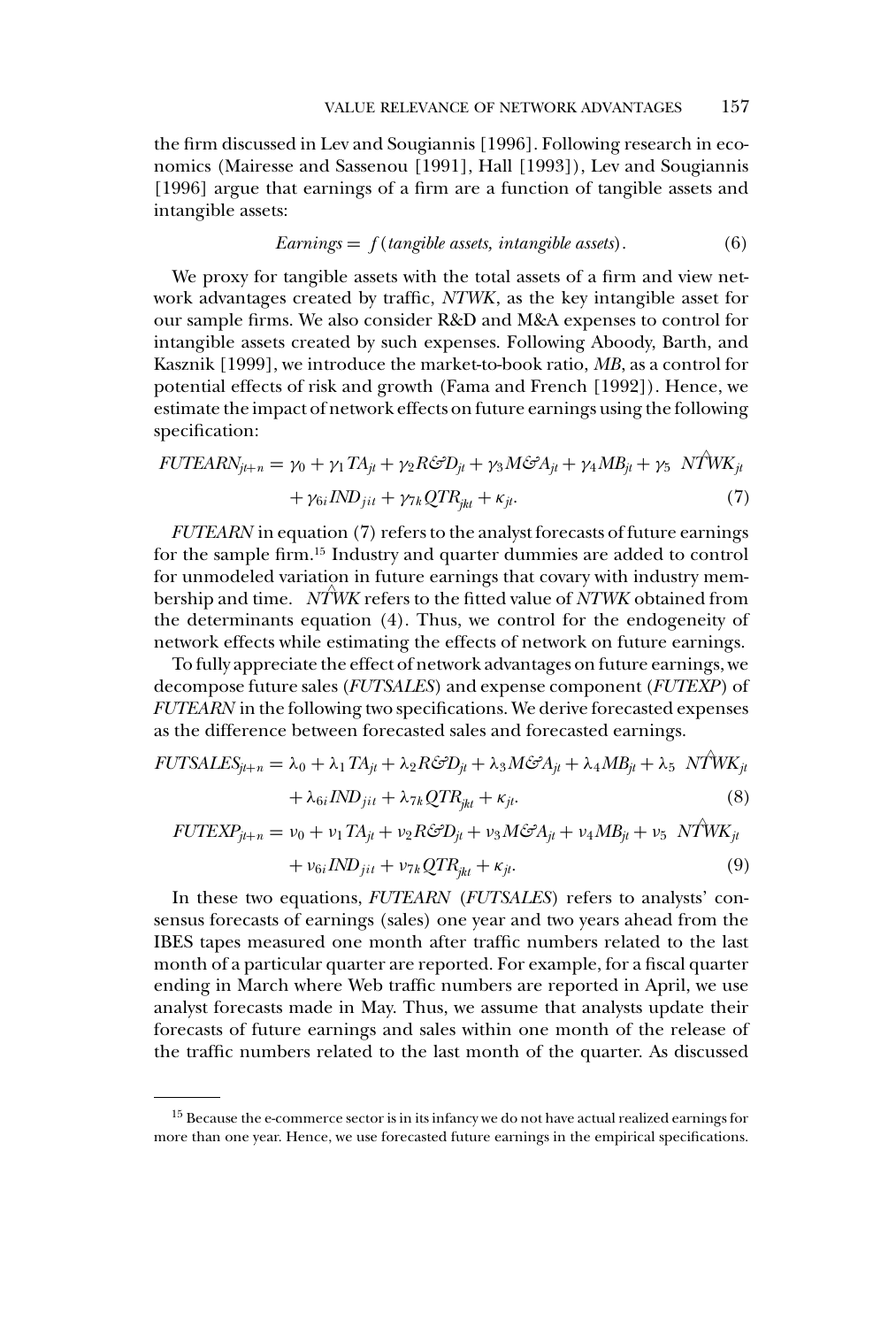the firm discussed in Lev and Sougiannis [1996]. Following research in economics (Mairesse and Sassenou [1991], Hall [1993]), Lev and Sougiannis [1996] argue that earnings of a firm are a function of tangible assets and intangible assets:

$$Earnings = f(\text{tangible assets, intangible assets}). \tag{6}$$

We proxy for tangible assets with the total assets of a firm and view network advantages created by traffic, *NTWK*, as the key intangible asset for our sample firms. We also consider R&D and M&A expenses to control for intangible assets created by such expenses. Following Aboody, Barth, and Kasznik [1999], we introduce the market-to-book ratio, *MB*, as a control for potential effects of risk and growth (Fama and French [1992]). Hence, we estimate the impact of network effects on future earnings using the following specification:

$$FUTEARN_{jt+n} = \gamma_0 + \gamma_1 TA_{jt} + \gamma_2 R\&D_{jt} + \gamma_3 M\&A_{jt} + \gamma_4 MB_{jt} + \gamma_5 \widehat{NTWK}_{jt} + \gamma_{6i} IND_{jit} + \gamma_{7k} QTR_{jkt} + \kappa_{jt}. \tag{7}$$

*FUTEARN* in equation (7) refers to the analyst forecasts of future earnings for the sample firm.[15] Industry and quarter dummies are added to control for unmodeled variation in future earnings that covary with industry membership and time. $\widehat{NTWK}$ refers to the fitted value of *NTWK* obtained from the determinants equation (4). Thus, we control for the endogeneity of network effects while estimating the effects of network on future earnings.

To fully appreciate the effect of network advantages on future earnings, we decompose future sales (*FUTSALES*) and expense component (*FUTEXP*) of *FUTEARN* in the following two specifications. We derive forecasted expenses as the difference between forecasted sales and forecasted earnings.

$$FUTSALES_{jt+n} = \lambda_0 + \lambda_1 TA_{jt} + \lambda_2 R\&D_{jt} + \lambda_3 M\&A_{jt} + \lambda_4 MB_{jt} + \lambda_5 \widehat{NTWK}_{jt} + \lambda_{6i} IND_{jit} + \lambda_{7k} QTR_{jkt} + \kappa_{jt}. \tag{8}$$

$$FUTEXP_{jt+n} = \nu_0 + \nu_1 TA_{jt} + \nu_2 R\&D_{jt} + \nu_3 M\&A_{jt} + \nu_4 MB_{jt} + \nu_5 \widehat{NTWK}_{jt} + \nu_{6i} IND_{jit} + \nu_{7k} QTR_{jkt} + \kappa_{jt}. \tag{9}$$

In these two equations, *FUTEARN* (*FUTSALES*) refers to analysts' consensus forecasts of earnings (sales) one year and two years ahead from the IBES tapes measured one month after traffic numbers related to the last month of a particular quarter are reported. For example, for a fiscal quarter ending in March where Web traffic numbers are reported in April, we use analyst forecasts made in May. Thus, we assume that analysts update their forecasts of future earnings and sales within one month of the release of the traffic numbers related to the last month of the quarter. As discussed

---

[15] Because the e-commerce sector is in its infancy we do not have actual realized earnings for more than one year. Hence, we use forecasted future earnings in the empirical specifications.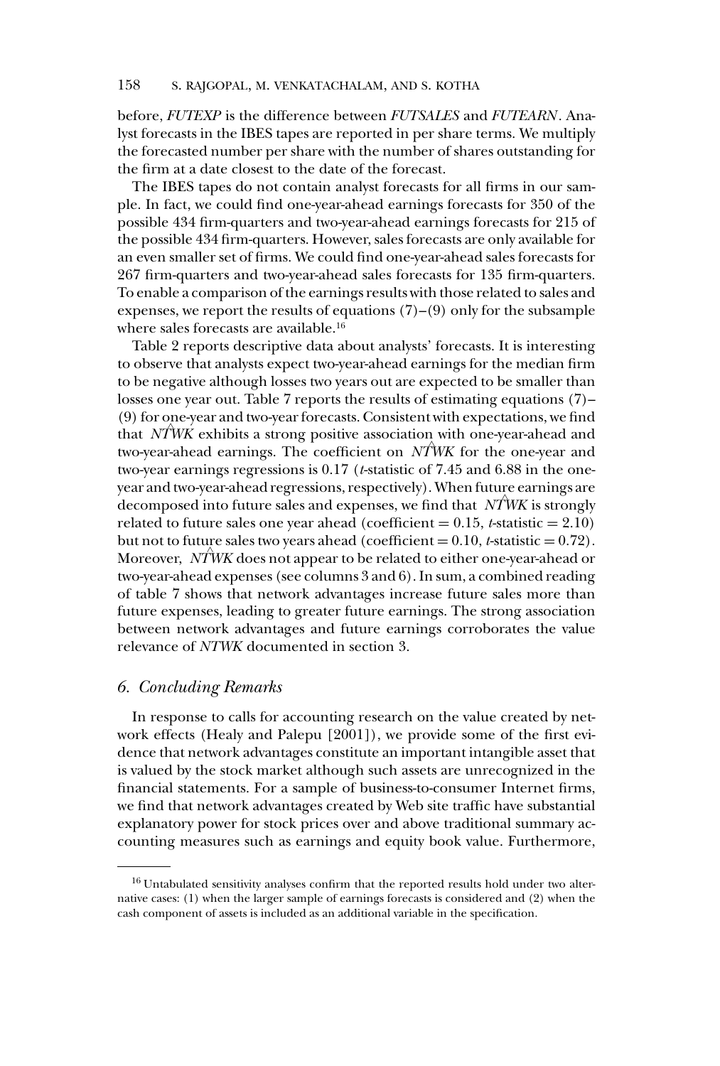before, *FUTEXP* is the difference between *FUTSALES* and *FUTEARN*. Analyst forecasts in the IBES tapes are reported in per share terms. We multiply the forecasted number per share with the number of shares outstanding for the firm at a date closest to the date of the forecast.

The IBES tapes do not contain analyst forecasts for all firms in our sample. In fact, we could find one-year-ahead earnings forecasts for 350 of the possible 434 firm-quarters and two-year-ahead earnings forecasts for 215 of the possible 434 firm-quarters. However, sales forecasts are only available for an even smaller set of firms. We could find one-year-ahead sales forecasts for 267 firm-quarters and two-year-ahead sales forecasts for 135 firm-quarters. To enable a comparison of the earnings results with those related to sales and expenses, we report the results of equations (7)–(9) only for the subsample where sales forecasts are available.[16]

Table 2 reports descriptive data about analysts' forecasts. It is interesting to observe that analysts expect two-year-ahead earnings for the median firm to be negative although losses two years out are expected to be smaller than losses one year out. Table 7 reports the results of estimating equations (7)–(9) for one-year and two-year forecasts. Consistent with expectations, we find that $\widehat{NTWK}$ exhibits a strong positive association with one-year-ahead and two-year-ahead earnings. The coefficient on $\widehat{NTWK}$ for the one-year and two-year earnings regressions is 0.17 (*t*-statistic of 7.45 and 6.88 in the one-year and two-year-ahead regressions, respectively). When future earnings are decomposed into future sales and expenses, we find that $\widehat{NTWK}$ is strongly related to future sales one year ahead (coefficient = 0.15, *t*-statistic = 2.10) but not to future sales two years ahead (coefficient = 0.10, *t*-statistic = 0.72). Moreover, $\widehat{NTWK}$ does not appear to be related to either one-year-ahead or two-year-ahead expenses (see columns 3 and 6). In sum, a combined reading of table 7 shows that network advantages increase future sales more than future expenses, leading to greater future earnings. The strong association between network advantages and future earnings corroborates the value relevance of *NTWK* documented in section 3.

## 6. *Concluding Remarks*

In response to calls for accounting research on the value created by network effects (Healy and Palepu [2001]), we provide some of the first evidence that network advantages constitute an important intangible asset that is valued by the stock market although such assets are unrecognized in the financial statements. For a sample of business-to-consumer Internet firms, we find that network advantages created by Web site traffic have substantial explanatory power for stock prices over and above traditional summary accounting measures such as earnings and equity book value. Furthermore,

---

[16] Untabulated sensitivity analyses confirm that the reported results hold under two alternative cases: (1) when the larger sample of earnings forecasts is considered and (2) when the cash component of assets is included as an additional variable in the specification.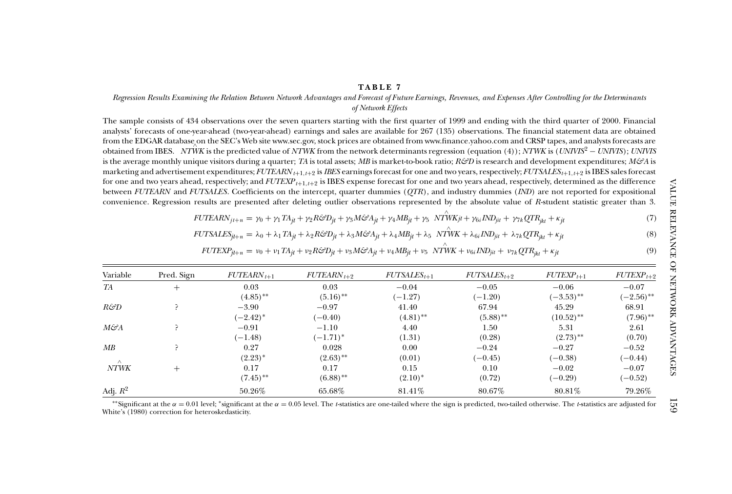**TABLE 7**

*Regression Results Examining the Relation Between Network Advantages and Forecast of Future Earnings, Revenues, and Expenses After Controlling for the Determinants of Network Effects*

The sample consists of 434 observations over the seven quarters starting with the first quarter of 1999 and ending with the third quarter of 2000. Financial analysts' forecasts of one-year-ahead (two-year-ahead) earnings and sales are available for 267 (135) observations. The financial statement data are obtained from the EDGAR database on the SEC's Web site www.sec.gov, stock prices are obtained from www.finance.yahoo.com and CRSP tapes, and analysts forecasts are obtained from IBES. $\hat{NTWK}$ is the predicted value of *NTWK* from the network determinants regression (equation (4)); *NTWK* is ($UNIVIS^2 - UNIVIS$); *UNIVIS* is the average monthly unique visitors during a quarter; *TA* is total assets; *MB* is market-to-book ratio; *R&D* is research and development expenditures; *M&A* is marketing and advertisement expenditures; $FUTEARN_{t+1,t+2}$ is *IBES* earnings forecast for one and two years, respectively; $FUTSALES_{t+1,t+2}$ is IBES sales forecast for one and two years ahead, respectively; and $FUTEXP_{t+1,t+2}$ is IBES expense forecast for one and two years ahead, respectively, determined as the difference between *FUTEARN* and *FUTSALES*. Coefficients on the intercept, quarter dummies (*QTR*), and industry dummies (*IND*) are not reported for expositional convenience. Regression results are presented after deleting outlier observations represented by the absolute value of *R*-student statistic greater than 3.

$$FUTEARN_{jt+n} = \gamma_0 + \gamma_1 TA_{jt} + \gamma_2 R\&D_{jt} + \gamma_3 M\&A_{jt} + \gamma_4 MB_{jt} + \gamma_5 \hat{NTWK}_{jt} + \gamma_{6i} IND_{jit} + \gamma_{7k} QTR_{jkt} + \kappa_{jt} \quad (7)$$

$$FUTSALES_{jt+n} = \lambda_0 + \lambda_1 TA_{jt} + \lambda_2 R\&D_{jt} + \lambda_3 M\&A_{jt} + \lambda_4 MB_{jt} + \lambda_5 \hat{NTWK} + \lambda_{6i} IND_{jit} + \lambda_{7k} QTR_{jkt} + \kappa_{jt} \quad (8)$$

$$FUTEXP_{jt+n} = \nu_0 + \nu_1 TA_{jt} + \nu_2 R\&D_{jt} + \nu_3 M\&A_{jt} + \nu_4 MB_{jt} + \nu_5 \hat{NTWK} + \nu_{6i} IND_{jit} + \nu_{7k} QTR_{jkt} + \kappa_{jt} \quad (9)$$

| Variable | Pred. Sign | $FUTEARN_{t+1}$ | $FUTEARN_{t+2}$ | $FUTSALES_{t+1}$ | $FUTSALES_{t+2}$ | $FUTEXP_{t+1}$ | $FUTEXP_{t+2}$ |
|---|---|---|---|---|---|---|---|
| *TA* | + | 0.03 | 0.03 | −0.04 | −0.05 | −0.06 | −0.07 |
| | | (4.85)** | (5.16)** | (−1.27) | (−1.20) | (−3.53)** | (−2.56)** |
| *R&D* | ? | −3.90 | −0.97 | 41.40 | 67.94 | 45.29 | 68.91 |
| | | (−2.42)* | (−0.40) | (4.81)** | (5.88)** | (10.52)** | (7.96)** |
| *M&A* | ? | −0.91 | −1.10 | 4.40 | 1.50 | 5.31 | 2.61 |
| | | (−1.48) | (−1.71)* | (1.31) | (0.28) | (2.73)** | (0.70) |
| *MB* | ? | 0.27 | 0.028 | 0.00 | −0.24 | −0.27 | −0.52 |
| | | (2.23)* | (2.63)** | (0.01) | (−0.45) | (−0.38) | (−0.44) |
| $\hat{NTWK}$ | + | 0.17 | 0.17 | 0.15 | 0.10 | −0.02 | −0.07 |
| | | (7.45)** | (6.88)** | (2.10)* | (0.72) | (−0.29) | (−0.52) |
| Adj. $R^2$ | | 50.26% | 65.68% | 81.41% | 80.67% | 80.81% | 79.26% |

**Significant at the $\alpha = 0.01$ level; *significant at the $\alpha = 0.05$ level. The *t*-statistics are one-tailed where the sign is predicted, two-tailed otherwise. The *t*-statistics are adjusted for White's (1980) correction for heteroskedasticity.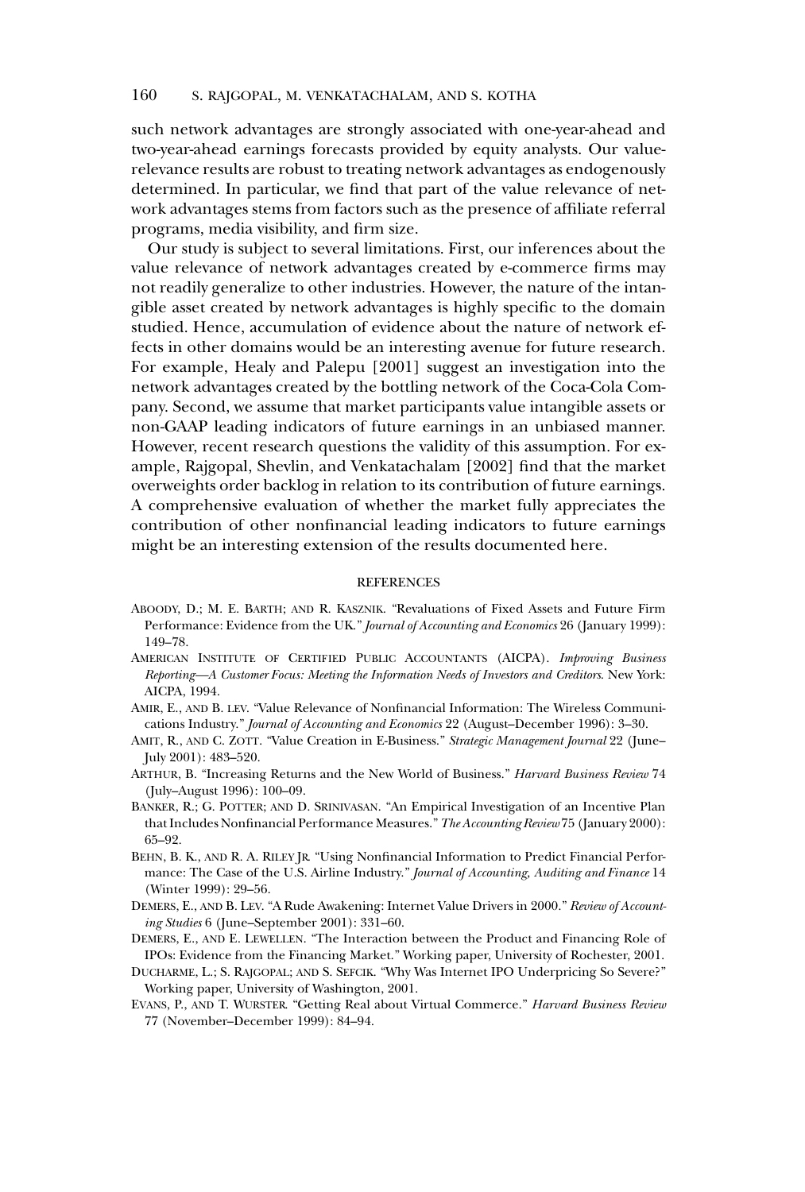such network advantages are strongly associated with one-year-ahead and two-year-ahead earnings forecasts provided by equity analysts. Our value-relevance results are robust to treating network advantages as endogenously determined. In particular, we find that part of the value relevance of network advantages stems from factors such as the presence of affiliate referral programs, media visibility, and firm size.

Our study is subject to several limitations. First, our inferences about the value relevance of network advantages created by e-commerce firms may not readily generalize to other industries. However, the nature of the intangible asset created by network advantages is highly specific to the domain studied. Hence, accumulation of evidence about the nature of network effects in other domains would be an interesting avenue for future research. For example, Healy and Palepu [2001] suggest an investigation into the network advantages created by the bottling network of the Coca-Cola Company. Second, we assume that market participants value intangible assets or non-GAAP leading indicators of future earnings in an unbiased manner. However, recent research questions the validity of this assumption. For example, Rajgopal, Shevlin, and Venkatachalam [2002] find that the market overweights order backlog in relation to its contribution of future earnings. A comprehensive evaluation of whether the market fully appreciates the contribution of other nonfinancial leading indicators to future earnings might be an interesting extension of the results documented here.

## REFERENCES

ABOODY, D.; M. E. BARTH; AND R. KASZNIK. "Revaluations of Fixed Assets and Future Firm Performance: Evidence from the UK." *Journal of Accounting and Economics* 26 (January 1999): 149–78.

AMERICAN INSTITUTE OF CERTIFIED PUBLIC ACCOUNTANTS (AICPA). *Improving Business Reporting—A Customer Focus: Meeting the Information Needs of Investors and Creditors*. New York: AICPA, 1994.

AMIR, E., AND B. LEV. "Value Relevance of Nonfinancial Information: The Wireless Communications Industry." *Journal of Accounting and Economics* 22 (August–December 1996): 3–30.

AMIT, R., AND C. ZOTT. "Value Creation in E-Business." *Strategic Management Journal* 22 (June–July 2001): 483–520.

ARTHUR, B. "Increasing Returns and the New World of Business." *Harvard Business Review* 74 (July–August 1996): 100–09.

BANKER, R.; G. POTTER; AND D. SRINIVASAN. "An Empirical Investigation of an Incentive Plan that Includes Nonfinancial Performance Measures." *The Accounting Review* 75 (January 2000): 65–92.

BEHN, B. K., AND R. A. RILEY JR. "Using Nonfinancial Information to Predict Financial Performance: The Case of the U.S. Airline Industry." *Journal of Accounting, Auditing and Finance* 14 (Winter 1999): 29–56.

DEMERS, E., AND B. LEV. "A Rude Awakening: Internet Value Drivers in 2000." *Review of Accounting Studies* 6 (June–September 2001): 331–60.

DEMERS, E., AND E. LEWELLEN. "The Interaction between the Product and Financing Role of IPOs: Evidence from the Financing Market." Working paper, University of Rochester, 2001.

DUCHARME, L.; S. RAJGOPAL; AND S. SEFCIK. "Why Was Internet IPO Underpricing So Severe?" Working paper, University of Washington, 2001.

EVANS, P., AND T. WURSTER. "Getting Real about Virtual Commerce." *Harvard Business Review* 77 (November–December 1999): 84–94.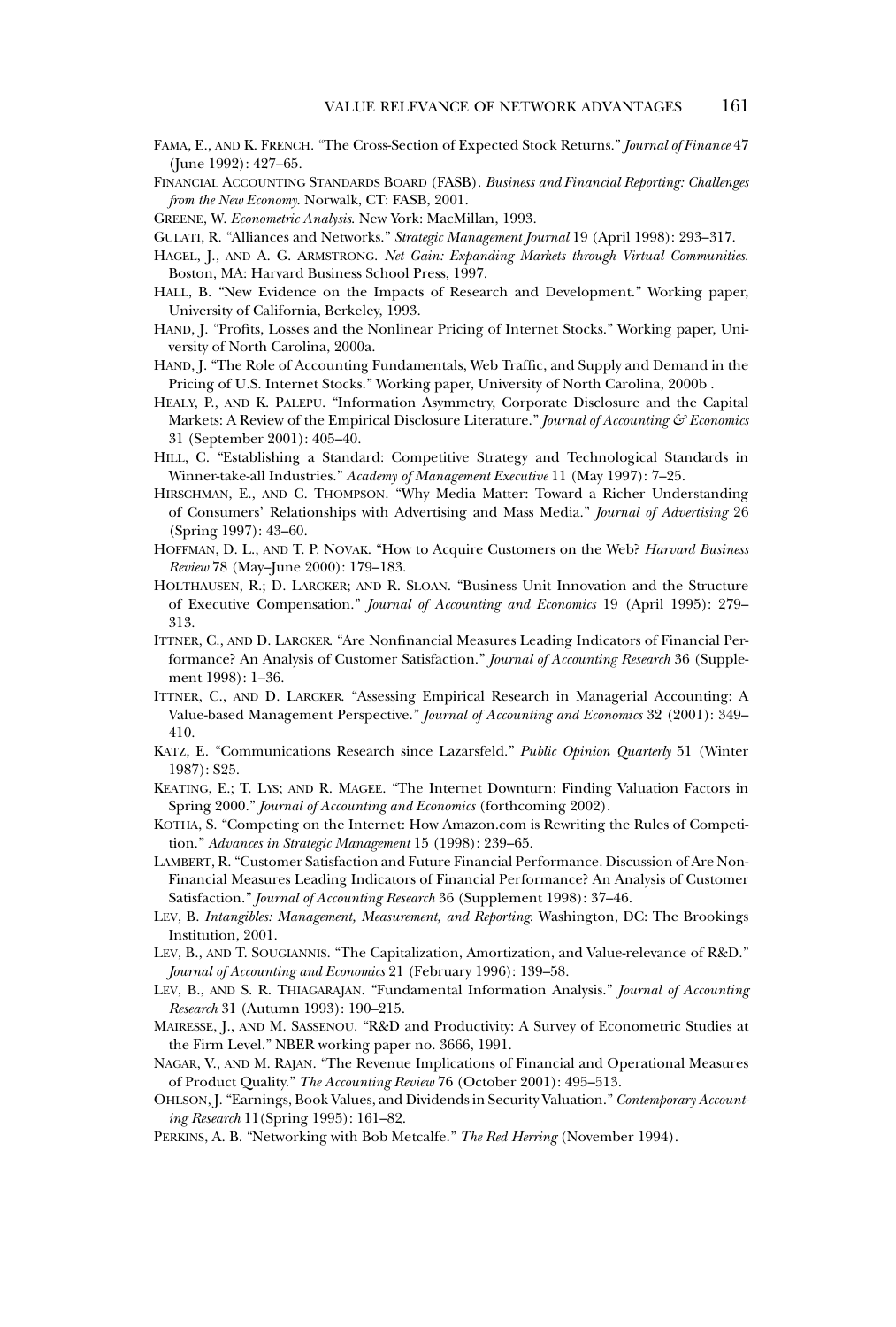FAMA, E., AND K. FRENCH. "The Cross-Section of Expected Stock Returns." *Journal of Finance* 47 (June 1992): 427–65.

FINANCIAL ACCOUNTING STANDARDS BOARD (FASB). *Business and Financial Reporting: Challenges from the New Economy.* Norwalk, CT: FASB, 2001.

GREENE, W. *Econometric Analysis.* New York: MacMillan, 1993.

GULATI, R. "Alliances and Networks." *Strategic Management Journal* 19 (April 1998): 293–317.

HAGEL, J., AND A. G. ARMSTRONG. *Net Gain: Expanding Markets through Virtual Communities.* Boston, MA: Harvard Business School Press, 1997.

HALL, B. "New Evidence on the Impacts of Research and Development." Working paper, University of California, Berkeley, 1993.

HAND, J. "Profits, Losses and the Nonlinear Pricing of Internet Stocks." Working paper, University of North Carolina, 2000a.

HAND, J. "The Role of Accounting Fundamentals, Web Traffic, and Supply and Demand in the Pricing of U.S. Internet Stocks." Working paper, University of North Carolina, 2000b .

HEALY, P., AND K. PALEPU. "Information Asymmetry, Corporate Disclosure and the Capital Markets: A Review of the Empirical Disclosure Literature." *Journal of Accounting & Economics* 31 (September 2001): 405–40.

HILL, C. "Establishing a Standard: Competitive Strategy and Technological Standards in Winner-take-all Industries." *Academy of Management Executive* 11 (May 1997): 7–25.

HIRSCHMAN, E., AND C. THOMPSON. "Why Media Matter: Toward a Richer Understanding of Consumers' Relationships with Advertising and Mass Media." *Journal of Advertising* 26 (Spring 1997): 43–60.

HOFFMAN, D. L., AND T. P. NOVAK. "How to Acquire Customers on the Web? *Harvard Business Review* 78 (May–June 2000): 179–183.

HOLTHAUSEN, R.; D. LARCKER; AND R. SLOAN. "Business Unit Innovation and the Structure of Executive Compensation." *Journal of Accounting and Economics* 19 (April 1995): 279–313.

ITTNER, C., AND D. LARCKER. "Are Nonfinancial Measures Leading Indicators of Financial Performance? An Analysis of Customer Satisfaction." *Journal of Accounting Research* 36 (Supplement 1998): 1–36.

ITTNER, C., AND D. LARCKER. "Assessing Empirical Research in Managerial Accounting: A Value-based Management Perspective." *Journal of Accounting and Economics* 32 (2001): 349–410.

KATZ, E. "Communications Research since Lazarsfeld." *Public Opinion Quarterly* 51 (Winter 1987): S25.

KEATING, E.; T. LYS; AND R. MAGEE. "The Internet Downturn: Finding Valuation Factors in Spring 2000." *Journal of Accounting and Economics* (forthcoming 2002).

KOTHA, S. "Competing on the Internet: How Amazon.com is Rewriting the Rules of Competition." *Advances in Strategic Management* 15 (1998): 239–65.

LAMBERT, R. "Customer Satisfaction and Future Financial Performance. Discussion of Are Non-Financial Measures Leading Indicators of Financial Performance? An Analysis of Customer Satisfaction." *Journal of Accounting Research* 36 (Supplement 1998): 37–46.

LEV, B. *Intangibles: Management, Measurement, and Reporting.* Washington, DC: The Brookings Institution, 2001.

LEV, B., AND T. SOUGIANNIS. "The Capitalization, Amortization, and Value-relevance of R&D." *Journal of Accounting and Economics* 21 (February 1996): 139–58.

LEV, B., AND S. R. THIAGARAJAN. "Fundamental Information Analysis." *Journal of Accounting Research* 31 (Autumn 1993): 190–215.

MAIRESSE, J., AND M. SASSENOU. "R&D and Productivity: A Survey of Econometric Studies at the Firm Level." NBER working paper no. 3666, 1991.

NAGAR, V., AND M. RAJAN. "The Revenue Implications of Financial and Operational Measures of Product Quality." *The Accounting Review* 76 (October 2001): 495–513.

OHLSON, J. "Earnings, Book Values, and Dividends in Security Valuation." *Contemporary Accounting Research* 11(Spring 1995): 161–82.

PERKINS, A. B. "Networking with Bob Metcalfe." *The Red Herring* (November 1994).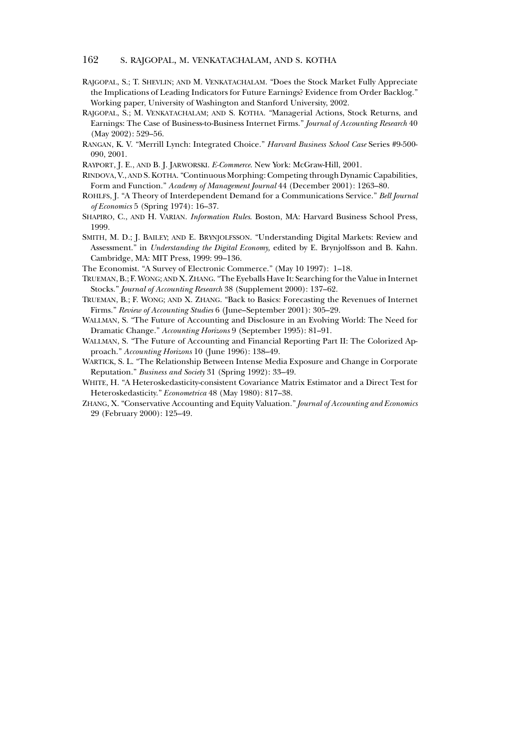Rajgopal, S.; T. Shevlin; and M. Venkatachalam. "Does the Stock Market Fully Appreciate the Implications of Leading Indicators for Future Earnings? Evidence from Order Backlog." Working paper, University of Washington and Stanford University, 2002.

Rajgopal, S.; M. Venkatachalam; and S. Kotha. "Managerial Actions, Stock Returns, and Earnings: The Case of Business-to-Business Internet Firms." *Journal of Accounting Research* 40 (May 2002): 529–56.

Rangan, K. V. "Merrill Lynch: Integrated Choice." *Harvard Business School Case* Series #9-500-090, 2001.

Rayport, J. E., and B. J. Jarworski. *E-Commerce*. New York: McGraw-Hill, 2001.

Rindova, V., and S. Kotha. "Continuous Morphing: Competing through Dynamic Capabilities, Form and Function." *Academy of Management Journal* 44 (December 2001): 1263–80.

Rohlfs, J. "A Theory of Interdependent Demand for a Communications Service." *Bell Journal of Economics* 5 (Spring 1974): 16–37.

Shapiro, C., and H. Varian. *Information Rules*. Boston, MA: Harvard Business School Press, 1999.

Smith, M. D.; J. Bailey; and E. Brynjolfsson. "Understanding Digital Markets: Review and Assessment." in *Understanding the Digital Economy,* edited by E. Brynjolfsson and B. Kahn. Cambridge, MA: MIT Press, 1999: 99–136.

The Economist. "A Survey of Electronic Commerce." (May 10 1997): 1–18.

Trueman, B.; F. Wong; and X. Zhang. "The Eyeballs Have It: Searching for the Value in Internet Stocks." *Journal of Accounting Research* 38 (Supplement 2000): 137–62.

Trueman, B.; F. Wong; and X. Zhang. "Back to Basics: Forecasting the Revenues of Internet Firms." *Review of Accounting Studies* 6 (June–September 2001): 305–29.

Wallman, S. "The Future of Accounting and Disclosure in an Evolving World: The Need for Dramatic Change." *Accounting Horizons* 9 (September 1995): 81–91.

Wallman, S. "The Future of Accounting and Financial Reporting Part II: The Colorized Approach." *Accounting Horizons* 10 (June 1996): 138–49.

Wartick, S. L. "The Relationship Between Intense Media Exposure and Change in Corporate Reputation." *Business and Society* 31 (Spring 1992): 33–49.

White, H. "A Heteroskedasticity-consistent Covariance Matrix Estimator and a Direct Test for Heteroskedasticity." *Econometrica* 48 (May 1980): 817–38.

Zhang, X. "Conservative Accounting and Equity Valuation." *Journal of Accounting and Economics* 29 (February 2000): 125–49.